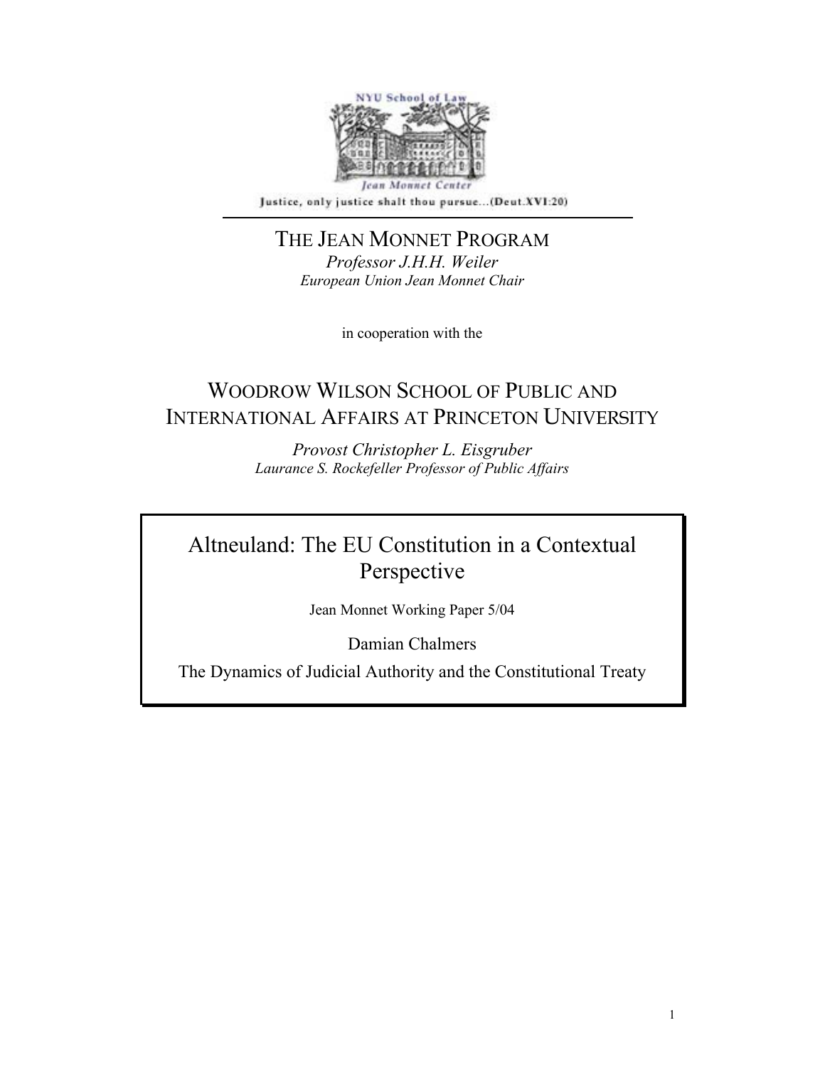NYU School of Law

Jean Monnet Center

Justice, only justice shalt thou pursue...(Deut.XVI:20)

---

THE JEAN MONNET PROGRAM

*Professor J.H.H. Weiler*

*European Union Jean Monnet Chair*

in cooperation with the

WOODROW WILSON SCHOOL OF PUBLIC AND INTERNATIONAL AFFAIRS AT PRINCETON UNIVERSITY

*Provost Christopher L. Eisgruber*

*Laurance S. Rockefeller Professor of Public Affairs*

# Altneuland: The EU Constitution in a Contextual Perspective

Jean Monnet Working Paper 5/04

Damian Chalmers

The Dynamics of Judicial Authority and the Constitutional Treaty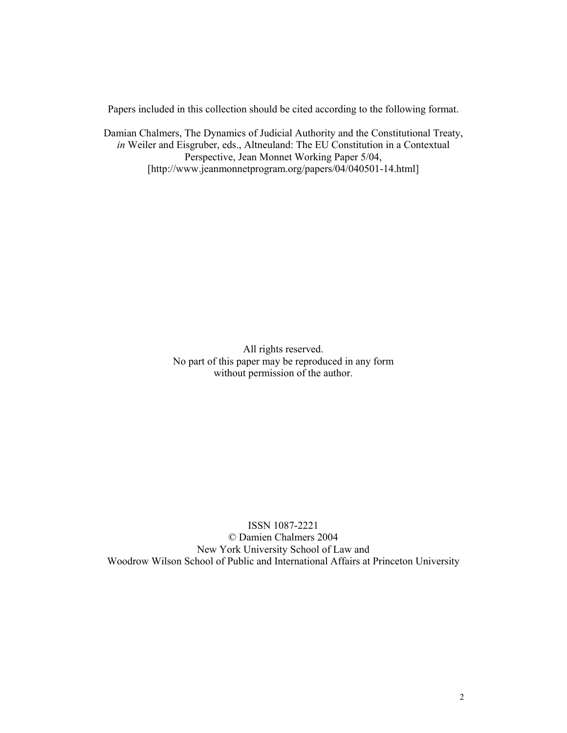Papers included in this collection should be cited according to the following format.

Damian Chalmers, The Dynamics of Judicial Authority and the Constitutional Treaty, *in* Weiler and Eisgruber, eds., Altneuland: The EU Constitution in a Contextual Perspective, Jean Monnet Working Paper 5/04, [http://www.jeanmonnetprogram.org/papers/04/040501-14.html]

All rights reserved.
No part of this paper may be reproduced in any form
without permission of the author.

ISSN 1087-2221
© Damien Chalmers 2004
New York University School of Law and
Woodrow Wilson School of Public and International Affairs at Princeton University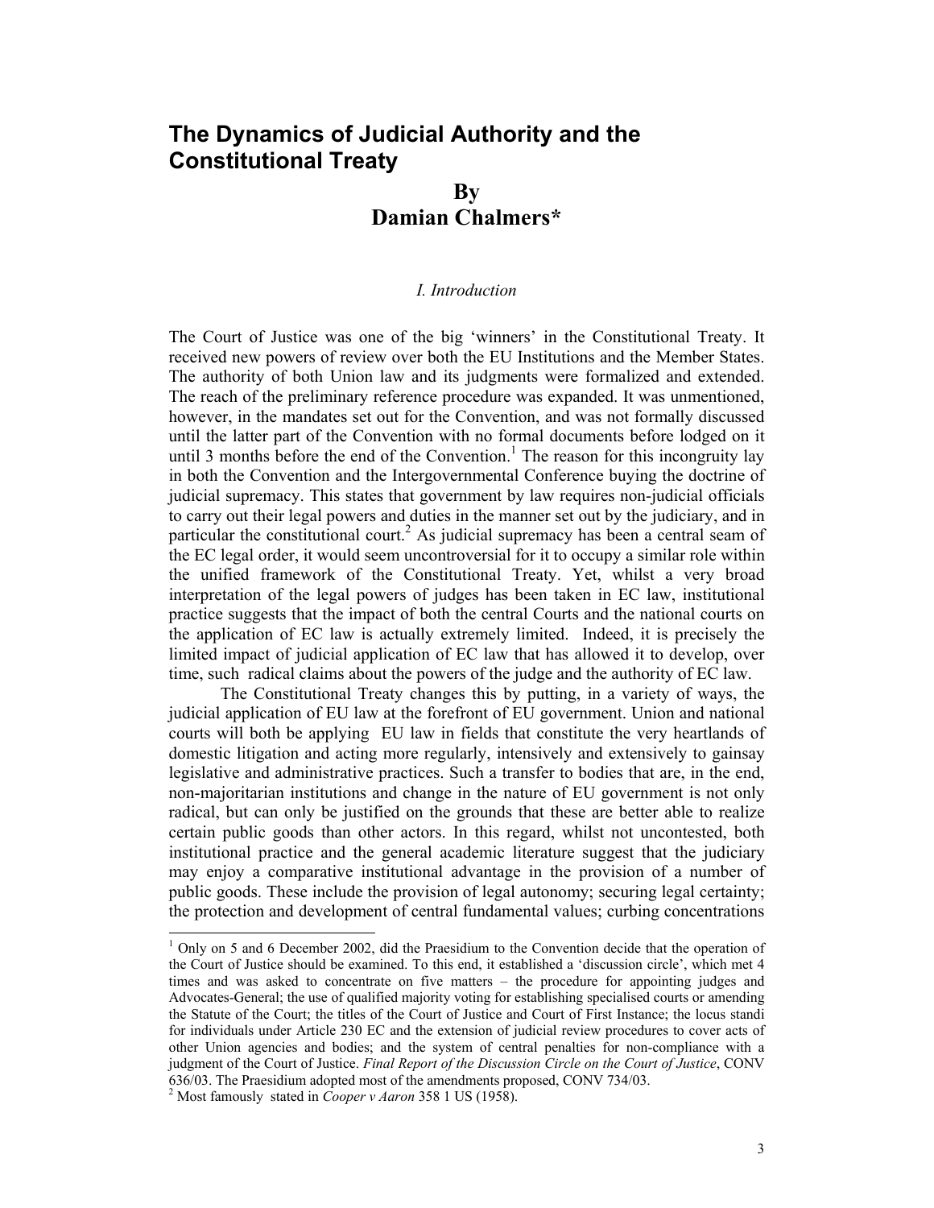# The Dynamics of Judicial Authority and the Constitutional Treaty

**By**
**Damian Chalmers\***

*I. Introduction*

The Court of Justice was one of the big 'winners' in the Constitutional Treaty. It received new powers of review over both the EU Institutions and the Member States. The authority of both Union law and its judgments were formalized and extended. The reach of the preliminary reference procedure was expanded. It was unmentioned, however, in the mandates set out for the Convention, and was not formally discussed until the latter part of the Convention with no formal documents before lodged on it until 3 months before the end of the Convention.[1] The reason for this incongruity lay in both the Convention and the Intergovernmental Conference buying the doctrine of judicial supremacy. This states that government by law requires non-judicial officials to carry out their legal powers and duties in the manner set out by the judiciary, and in particular the constitutional court.[2] As judicial supremacy has been a central seam of the EC legal order, it would seem uncontroversial for it to occupy a similar role within the unified framework of the Constitutional Treaty. Yet, whilst a very broad interpretation of the legal powers of judges has been taken in EC law, institutional practice suggests that the impact of both the central Courts and the national courts on the application of EC law is actually extremely limited. Indeed, it is precisely the limited impact of judicial application of EC law that has allowed it to develop, over time, such radical claims about the powers of the judge and the authority of EC law.

The Constitutional Treaty changes this by putting, in a variety of ways, the judicial application of EU law at the forefront of EU government. Union and national courts will both be applying EU law in fields that constitute the very heartlands of domestic litigation and acting more regularly, intensively and extensively to gainsay legislative and administrative practices. Such a transfer to bodies that are, in the end, non-majoritarian institutions and change in the nature of EU government is not only radical, but can only be justified on the grounds that these are better able to realize certain public goods than other actors. In this regard, whilst not uncontested, both institutional practice and the general academic literature suggest that the judiciary may enjoy a comparative institutional advantage in the provision of a number of public goods. These include the provision of legal autonomy; securing legal certainty; the protection and development of central fundamental values; curbing concentrations

---

[1] Only on 5 and 6 December 2002, did the Praesidium to the Convention decide that the operation of the Court of Justice should be examined. To this end, it established a 'discussion circle', which met 4 times and was asked to concentrate on five matters – the procedure for appointing judges and Advocates-General; the use of qualified majority voting for establishing specialised courts or amending the Statute of the Court; the titles of the Court of Justice and Court of First Instance; the locus standi for individuals under Article 230 EC and the extension of judicial review procedures to cover acts of other Union agencies and bodies; and the system of central penalties for non-compliance with a judgment of the Court of Justice. *Final Report of the Discussion Circle on the Court of Justice*, CONV 636/03. The Praesidium adopted most of the amendments proposed, CONV 734/03.

[2] Most famously stated in *Cooper v Aaron* 358 1 US (1958).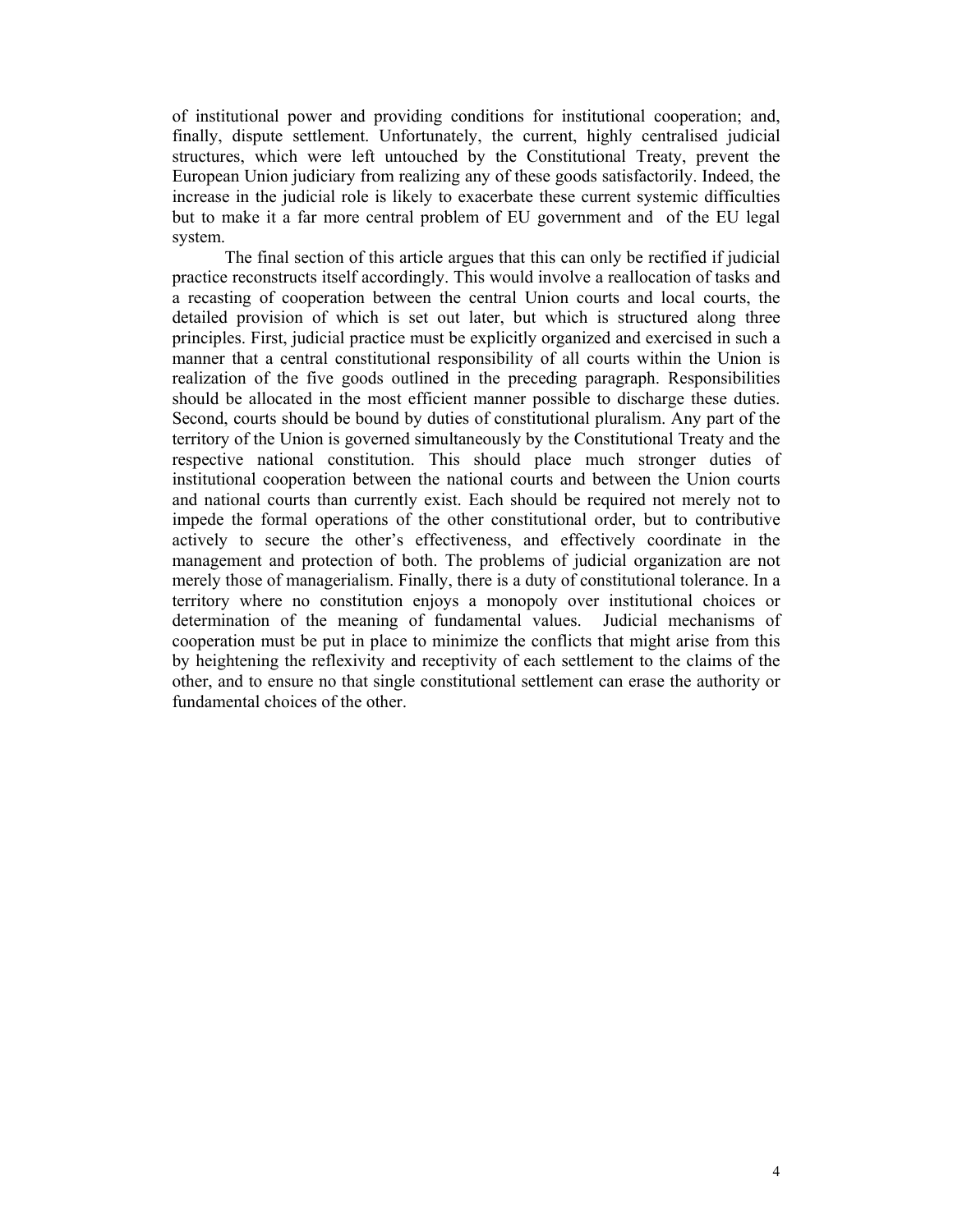of institutional power and providing conditions for institutional cooperation; and, finally, dispute settlement. Unfortunately, the current, highly centralised judicial structures, which were left untouched by the Constitutional Treaty, prevent the European Union judiciary from realizing any of these goods satisfactorily. Indeed, the increase in the judicial role is likely to exacerbate these current systemic difficulties but to make it a far more central problem of EU government and of the EU legal system.

The final section of this article argues that this can only be rectified if judicial practice reconstructs itself accordingly. This would involve a reallocation of tasks and a recasting of cooperation between the central Union courts and local courts, the detailed provision of which is set out later, but which is structured along three principles. First, judicial practice must be explicitly organized and exercised in such a manner that a central constitutional responsibility of all courts within the Union is realization of the five goods outlined in the preceding paragraph. Responsibilities should be allocated in the most efficient manner possible to discharge these duties. Second, courts should be bound by duties of constitutional pluralism. Any part of the territory of the Union is governed simultaneously by the Constitutional Treaty and the respective national constitution. This should place much stronger duties of institutional cooperation between the national courts and between the Union courts and national courts than currently exist. Each should be required not merely not to impede the formal operations of the other constitutional order, but to contributive actively to secure the other's effectiveness, and effectively coordinate in the management and protection of both. The problems of judicial organization are not merely those of managerialism. Finally, there is a duty of constitutional tolerance. In a territory where no constitution enjoys a monopoly over institutional choices or determination of the meaning of fundamental values. Judicial mechanisms of cooperation must be put in place to minimize the conflicts that might arise from this by heightening the reflexivity and receptivity of each settlement to the claims of the other, and to ensure no that single constitutional settlement can erase the authority or fundamental choices of the other.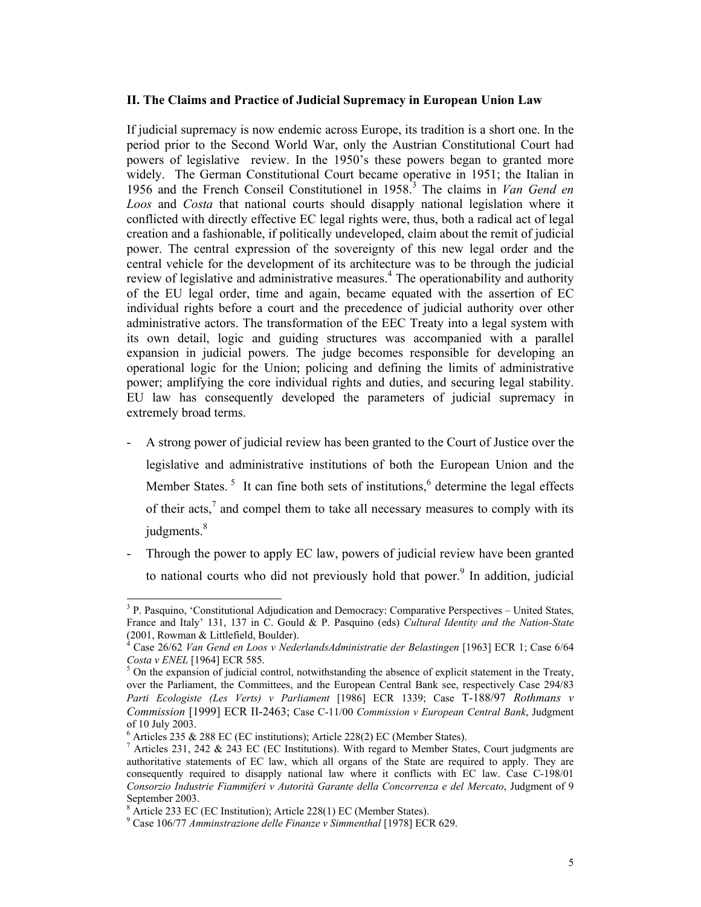**II. The Claims and Practice of Judicial Supremacy in European Union Law**

If judicial supremacy is now endemic across Europe, its tradition is a short one. In the period prior to the Second World War, only the Austrian Constitutional Court had powers of legislative review. In the 1950's these powers began to granted more widely. The German Constitutional Court became operative in 1951; the Italian in 1956 and the French Conseil Constitutionel in 1958.[3] The claims in *Van Gend en Loos* and *Costa* that national courts should disapply national legislation where it conflicted with directly effective EC legal rights were, thus, both a radical act of legal creation and a fashionable, if politically undeveloped, claim about the remit of judicial power. The central expression of the sovereignty of this new legal order and the central vehicle for the development of its architecture was to be through the judicial review of legislative and administrative measures.[4] The operationability and authority of the EU legal order, time and again, became equated with the assertion of EC individual rights before a court and the precedence of judicial authority over other administrative actors. The transformation of the EEC Treaty into a legal system with its own detail, logic and guiding structures was accompanied with a parallel expansion in judicial powers. The judge becomes responsible for developing an operational logic for the Union; policing and defining the limits of administrative power; amplifying the core individual rights and duties, and securing legal stability. EU law has consequently developed the parameters of judicial supremacy in extremely broad terms.

- A strong power of judicial review has been granted to the Court of Justice over the legislative and administrative institutions of both the European Union and the Member States.[5] It can fine both sets of institutions,[6] determine the legal effects of their acts,[7] and compel them to take all necessary measures to comply with its judgments.[8]
- Through the power to apply EC law, powers of judicial review have been granted to national courts who did not previously hold that power.[9] In addition, judicial

---

[3] P. Pasquino, 'Constitutional Adjudication and Democracy: Comparative Perspectives – United States, France and Italy' 131, 137 in C. Gould & P. Pasquino (eds) *Cultural Identity and the Nation-State* (2001, Rowman & Littlefield, Boulder).

[4] Case 26/62 *Van Gend en Loos v NederlandsAdministratie der Belastingen* [1963] ECR 1; Case 6/64 *Costa v ENEL* [1964] ECR 585.

[5] On the expansion of judicial control, notwithstanding the absence of explicit statement in the Treaty, over the Parliament, the Committees, and the European Central Bank see, respectively Case 294/83 *Parti Ecologiste (Les Verts) v Parliament* [1986] ECR 1339; Case T-188/97 *Rothmans v Commission* [1999] ECR II-2463; Case C-11/00 *Commission v European Central Bank*, Judgment of 10 July 2003.

[6] Articles 235 & 288 EC (EC institutions); Article 228(2) EC (Member States).

[7] Articles 231, 242 & 243 EC (EC Institutions). With regard to Member States, Court judgments are authoritative statements of EC law, which all organs of the State are required to apply. They are consequently required to disapply national law where it conflicts with EC law. Case C-198/01 *Consorzio Industrie Fiammiferi v Autorità Garante della Concorrenza e del Mercato*, Judgment of 9 September 2003.

[8] Article 233 EC (EC Institution); Article 228(1) EC (Member States).

[9] Case 106/77 *Amminstrazione delle Finanze v Simmenthal* [1978] ECR 629.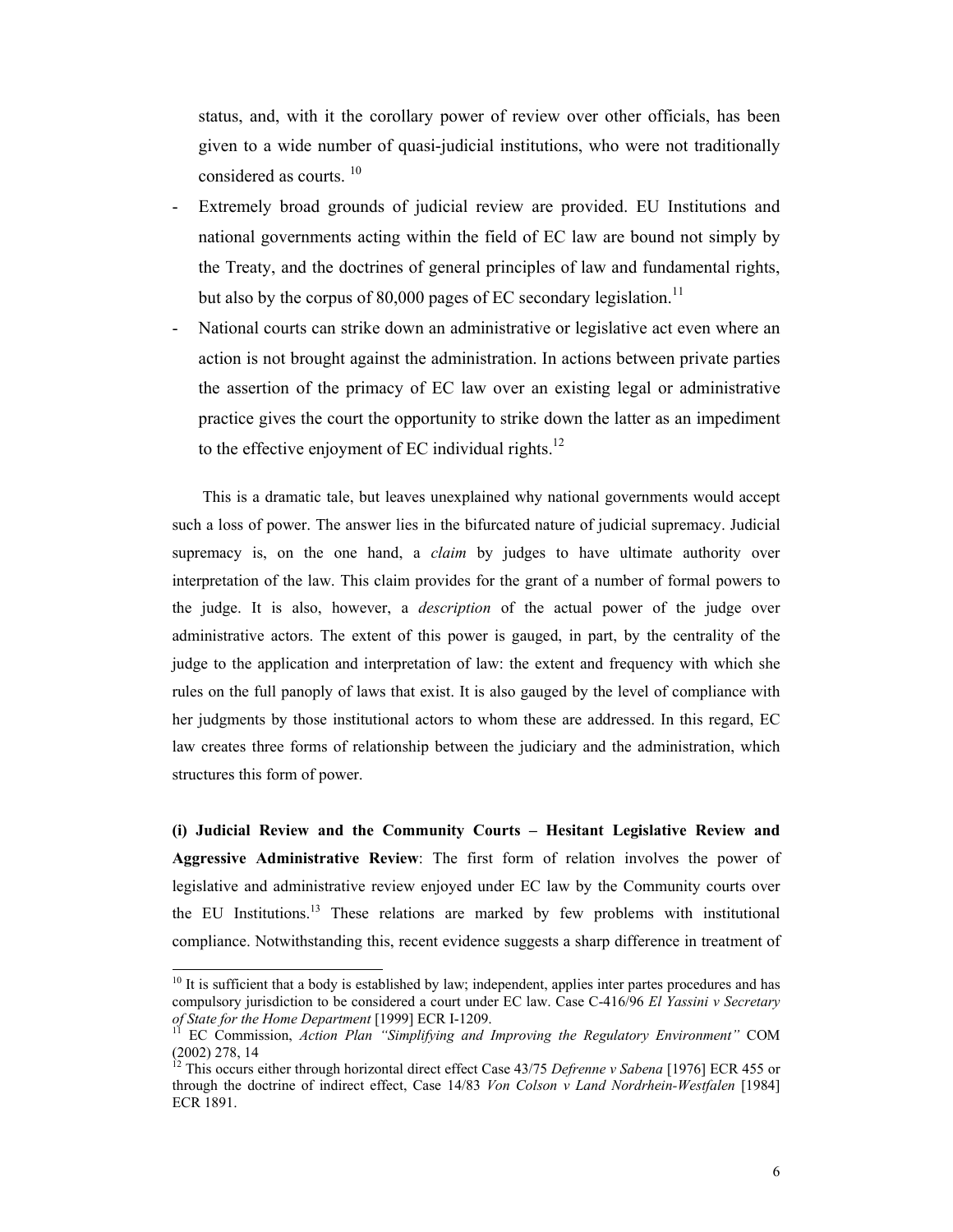status, and, with it the corollary power of review over other officials, has been given to a wide number of quasi-judicial institutions, who were not traditionally considered as courts. [10]

- Extremely broad grounds of judicial review are provided. EU Institutions and national governments acting within the field of EC law are bound not simply by the Treaty, and the doctrines of general principles of law and fundamental rights, but also by the corpus of 80,000 pages of EC secondary legislation.[11]
- National courts can strike down an administrative or legislative act even where an action is not brought against the administration. In actions between private parties the assertion of the primacy of EC law over an existing legal or administrative practice gives the court the opportunity to strike down the latter as an impediment to the effective enjoyment of EC individual rights.[12]

This is a dramatic tale, but leaves unexplained why national governments would accept such a loss of power. The answer lies in the bifurcated nature of judicial supremacy. Judicial supremacy is, on the one hand, a *claim* by judges to have ultimate authority over interpretation of the law. This claim provides for the grant of a number of formal powers to the judge. It is also, however, a *description* of the actual power of the judge over administrative actors. The extent of this power is gauged, in part, by the centrality of the judge to the application and interpretation of law: the extent and frequency with which she rules on the full panoply of laws that exist. It is also gauged by the level of compliance with her judgments by those institutional actors to whom these are addressed. In this regard, EC law creates three forms of relationship between the judiciary and the administration, which structures this form of power.

**(i) Judicial Review and the Community Courts – Hesitant Legislative Review and Aggressive Administrative Review**: The first form of relation involves the power of legislative and administrative review enjoyed under EC law by the Community courts over the EU Institutions.[13] These relations are marked by few problems with institutional compliance. Notwithstanding this, recent evidence suggests a sharp difference in treatment of

---

[10] It is sufficient that a body is established by law; independent, applies inter partes procedures and has compulsory jurisdiction to be considered a court under EC law. Case C-416/96 *El Yassini v Secretary of State for the Home Department* [1999] ECR I-1209.

[11] EC Commission, *Action Plan "Simplifying and Improving the Regulatory Environment"* COM (2002) 278, 14

[12] This occurs either through horizontal direct effect Case 43/75 *Defrenne v Sabena* [1976] ECR 455 or through the doctrine of indirect effect, Case 14/83 *Von Colson v Land Nordrhein-Westfalen* [1984] ECR 1891.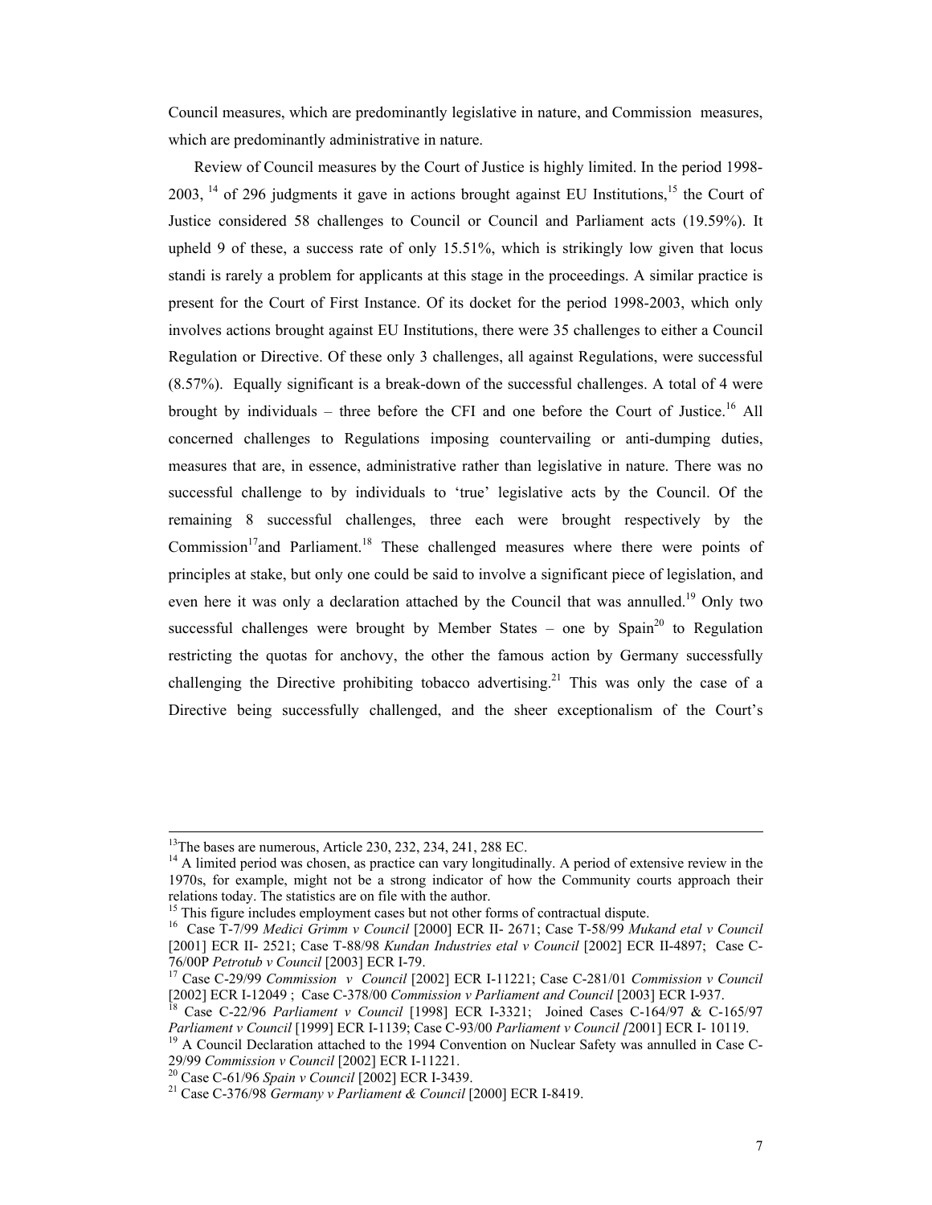Council measures, which are predominantly legislative in nature, and Commission measures, which are predominantly administrative in nature.

Review of Council measures by the Court of Justice is highly limited. In the period 1998-2003, [14] of 296 judgments it gave in actions brought against EU Institutions,[15] the Court of Justice considered 58 challenges to Council or Council and Parliament acts (19.59%). It upheld 9 of these, a success rate of only 15.51%, which is strikingly low given that locus standi is rarely a problem for applicants at this stage in the proceedings. A similar practice is present for the Court of First Instance. Of its docket for the period 1998-2003, which only involves actions brought against EU Institutions, there were 35 challenges to either a Council Regulation or Directive. Of these only 3 challenges, all against Regulations, were successful (8.57%). Equally significant is a break-down of the successful challenges. A total of 4 were brought by individuals – three before the CFI and one before the Court of Justice.[16] All concerned challenges to Regulations imposing countervailing or anti-dumping duties, measures that are, in essence, administrative rather than legislative in nature. There was no successful challenge to by individuals to 'true' legislative acts by the Council. Of the remaining 8 successful challenges, three each were brought respectively by the Commission[17] and Parliament.[18] These challenged measures where there were points of principles at stake, but only one could be said to involve a significant piece of legislation, and even here it was only a declaration attached by the Council that was annulled.[19] Only two successful challenges were brought by Member States – one by Spain[20] to Regulation restricting the quotas for anchovy, the other the famous action by Germany successfully challenging the Directive prohibiting tobacco advertising.[21] This was only the case of a Directive being successfully challenged, and the sheer exceptionalism of the Court's

---

[13] The bases are numerous, Article 230, 232, 234, 241, 288 EC.

[14] A limited period was chosen, as practice can vary longitudinally. A period of extensive review in the 1970s, for example, might not be a strong indicator of how the Community courts approach their relations today. The statistics are on file with the author.

[15] This figure includes employment cases but not other forms of contractual dispute.

[16] Case T-7/99 *Medici Grimm v Council* [2000] ECR II- 2671; Case T-58/99 *Mukand etal v Council* [2001] ECR II- 2521; Case T-88/98 *Kundan Industries etal v Council* [2002] ECR II-4897; Case C-76/00P *Petrotub v Council* [2003] ECR I-79.

[17] Case C-29/99 *Commission v Council* [2002] ECR I-11221; Case C-281/01 *Commission v Council* [2002] ECR I-12049 ; Case C-378/00 *Commission v Parliament and Council* [2003] ECR I-937.

[18] Case C-22/96 *Parliament v Council* [1998] ECR I-3321; Joined Cases C-164/97 & C-165/97 *Parliament v Council* [1999] ECR I-1139; Case C-93/00 *Parliament v Council [*2001] ECR I- 10119.

[19] A Council Declaration attached to the 1994 Convention on Nuclear Safety was annulled in Case C-29/99 *Commission v Council* [2002] ECR I-11221.

[20] Case C-61/96 *Spain v Council* [2002] ECR I-3439.

[21] Case C-376/98 *Germany v Parliament & Council* [2000] ECR I-8419.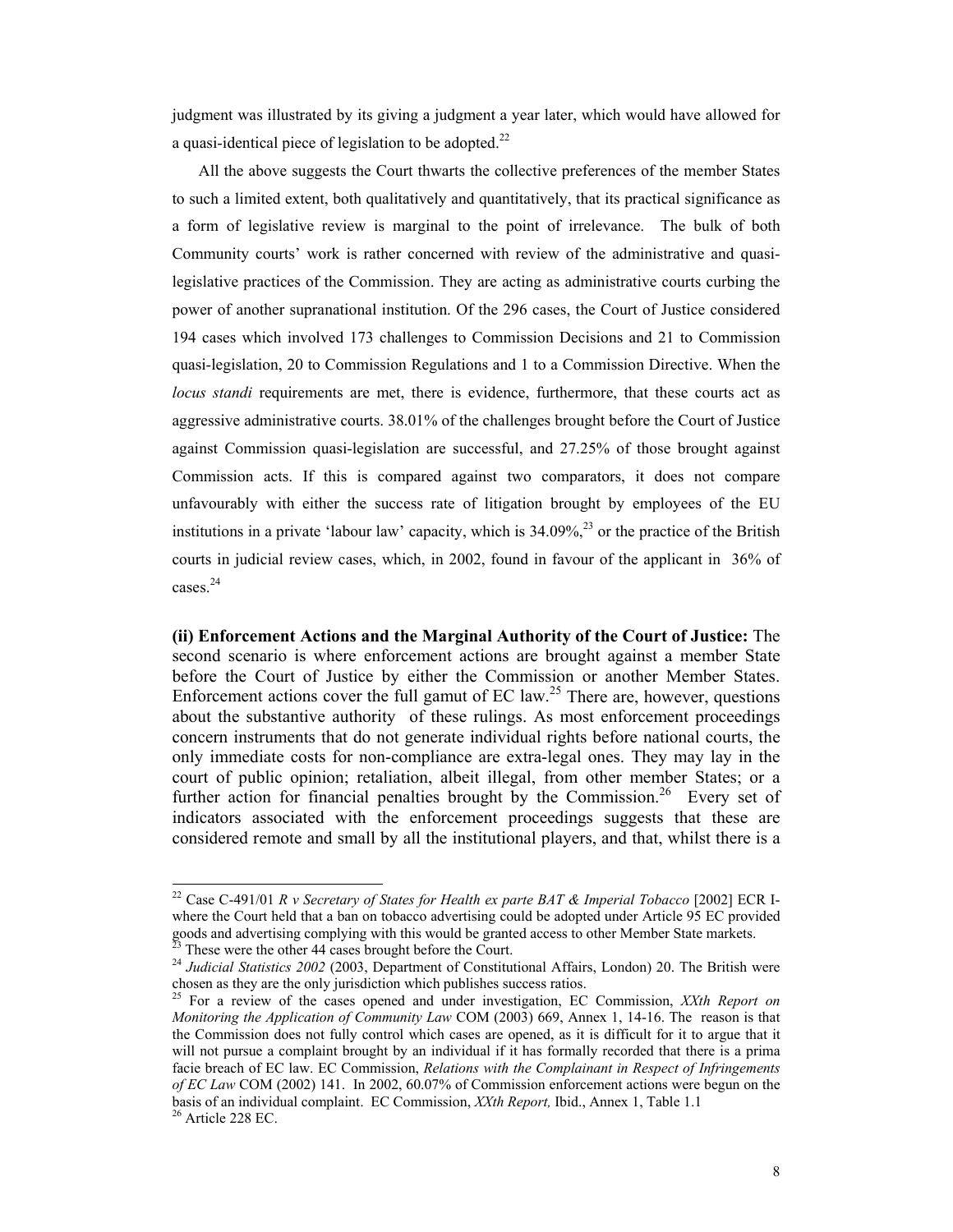judgment was illustrated by its giving a judgment a year later, which would have allowed for a quasi-identical piece of legislation to be adopted.[22]

All the above suggests the Court thwarts the collective preferences of the member States to such a limited extent, both qualitatively and quantitatively, that its practical significance as a form of legislative review is marginal to the point of irrelevance. The bulk of both Community courts' work is rather concerned with review of the administrative and quasi-legislative practices of the Commission. They are acting as administrative courts curbing the power of another supranational institution. Of the 296 cases, the Court of Justice considered 194 cases which involved 173 challenges to Commission Decisions and 21 to Commission quasi-legislation, 20 to Commission Regulations and 1 to a Commission Directive. When the *locus standi* requirements are met, there is evidence, furthermore, that these courts act as aggressive administrative courts. 38.01% of the challenges brought before the Court of Justice against Commission quasi-legislation are successful, and 27.25% of those brought against Commission acts. If this is compared against two comparators, it does not compare unfavourably with either the success rate of litigation brought by employees of the EU institutions in a private 'labour law' capacity, which is 34.09%,[23] or the practice of the British courts in judicial review cases, which, in 2002, found in favour of the applicant in 36% of cases.[24]

**(ii) Enforcement Actions and the Marginal Authority of the Court of Justice:** The second scenario is where enforcement actions are brought against a member State before the Court of Justice by either the Commission or another Member States. Enforcement actions cover the full gamut of EC law.[25] There are, however, questions about the substantive authority of these rulings. As most enforcement proceedings concern instruments that do not generate individual rights before national courts, the only immediate costs for non-compliance are extra-legal ones. They may lay in the court of public opinion; retaliation, albeit illegal, from other member States; or a further action for financial penalties brought by the Commission.[26] Every set of indicators associated with the enforcement proceedings suggests that these are considered remote and small by all the institutional players, and that, whilst there is a

---

[22] Case C-491/01 *R v Secretary of States for Health ex parte BAT & Imperial Tobacco* [2002] ECR I- where the Court held that a ban on tobacco advertising could be adopted under Article 95 EC provided goods and advertising complying with this would be granted access to other Member State markets.

[23] These were the other 44 cases brought before the Court.

[24] *Judicial Statistics 2002* (2003, Department of Constitutional Affairs, London) 20. The British were chosen as they are the only jurisdiction which publishes success ratios.

[25] For a review of the cases opened and under investigation, EC Commission, *XXth Report on Monitoring the Application of Community Law* COM (2003) 669, Annex 1, 14-16. The reason is that the Commission does not fully control which cases are opened, as it is difficult for it to argue that it will not pursue a complaint brought by an individual if it has formally recorded that there is a prima facie breach of EC law. EC Commission, *Relations with the Complainant in Respect of Infringements of EC Law* COM (2002) 141. In 2002, 60.07% of Commission enforcement actions were begun on the basis of an individual complaint. EC Commission, *XXth Report,* Ibid., Annex 1, Table 1.1

[26] Article 228 EC.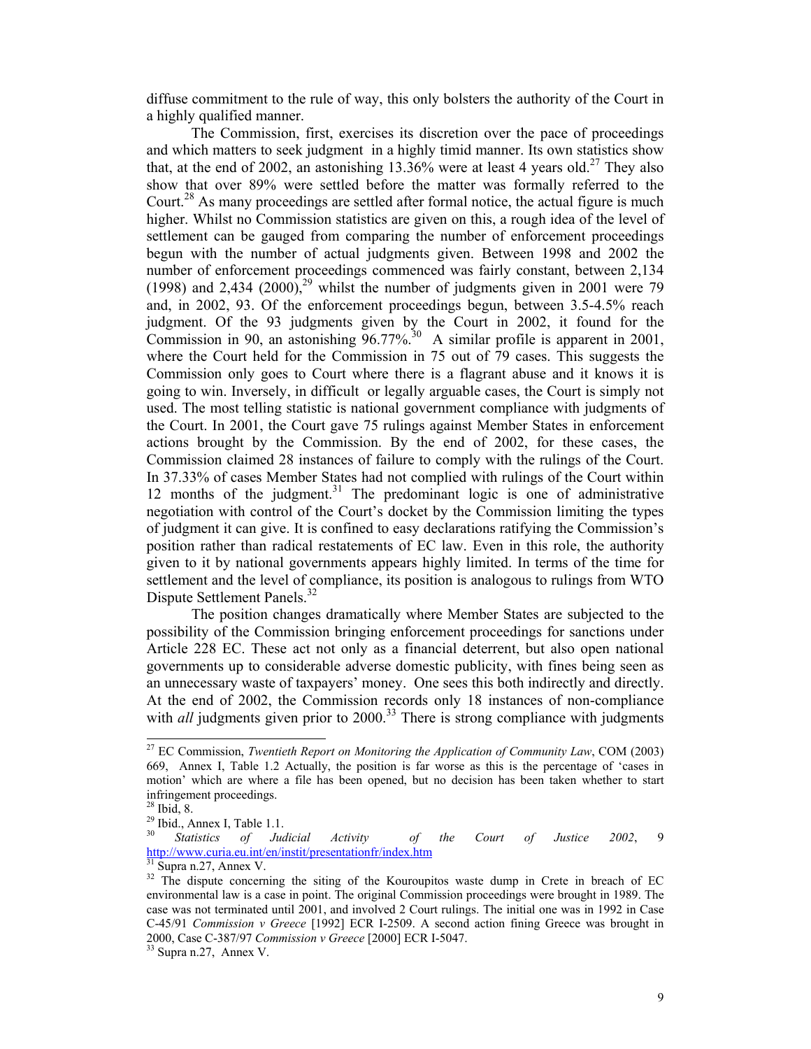diffuse commitment to the rule of way, this only bolsters the authority of the Court in a highly qualified manner.

The Commission, first, exercises its discretion over the pace of proceedings and which matters to seek judgment in a highly timid manner. Its own statistics show that, at the end of 2002, an astonishing 13.36% were at least 4 years old.[27] They also show that over 89% were settled before the matter was formally referred to the Court.[28] As many proceedings are settled after formal notice, the actual figure is much higher. Whilst no Commission statistics are given on this, a rough idea of the level of settlement can be gauged from comparing the number of enforcement proceedings begun with the number of actual judgments given. Between 1998 and 2002 the number of enforcement proceedings commenced was fairly constant, between 2,134 (1998) and 2,434 (2000),[29] whilst the number of judgments given in 2001 were 79 and, in 2002, 93. Of the enforcement proceedings begun, between 3.5-4.5% reach judgment. Of the 93 judgments given by the Court in 2002, it found for the Commission in 90, an astonishing 96.77%.[30] A similar profile is apparent in 2001, where the Court held for the Commission in 75 out of 79 cases. This suggests the Commission only goes to Court where there is a flagrant abuse and it knows it is going to win. Inversely, in difficult or legally arguable cases, the Court is simply not used. The most telling statistic is national government compliance with judgments of the Court. In 2001, the Court gave 75 rulings against Member States in enforcement actions brought by the Commission. By the end of 2002, for these cases, the Commission claimed 28 instances of failure to comply with the rulings of the Court. In 37.33% of cases Member States had not complied with rulings of the Court within 12 months of the judgment.[31] The predominant logic is one of administrative negotiation with control of the Court's docket by the Commission limiting the types of judgment it can give. It is confined to easy declarations ratifying the Commission's position rather than radical restatements of EC law. Even in this role, the authority given to it by national governments appears highly limited. In terms of the time for settlement and the level of compliance, its position is analogous to rulings from WTO Dispute Settlement Panels.[32]

The position changes dramatically where Member States are subjected to the possibility of the Commission bringing enforcement proceedings for sanctions under Article 228 EC. These act not only as a financial deterrent, but also open national governments up to considerable adverse domestic publicity, with fines being seen as an unnecessary waste of taxpayers' money. One sees this both indirectly and directly. At the end of 2002, the Commission records only 18 instances of non-compliance with *all* judgments given prior to 2000.[33] There is strong compliance with judgments

---

[27] EC Commission, *Twentieth Report on Monitoring the Application of Community Law*, COM (2003) 669, Annex I, Table 1.2 Actually, the position is far worse as this is the percentage of 'cases in motion' which are where a file has been opened, but no decision has been taken whether to start infringement proceedings.

[28] Ibid, 8.

[29] Ibid., Annex I, Table 1.1.

[30] *Statistics of Judicial Activity of the Court of Justice 2002*, 9 http://www.curia.eu.int/en/instit/presentationfr/index.htm

[31] Supra n.27, Annex V.

[32] The dispute concerning the siting of the Kouroupitos waste dump in Crete in breach of EC environmental law is a case in point. The original Commission proceedings were brought in 1989. The case was not terminated until 2001, and involved 2 Court rulings. The initial one was in 1992 in Case C-45/91 *Commission v Greece* [1992] ECR I-2509. A second action fining Greece was brought in 2000, Case C-387/97 *Commission v Greece* [2000] ECR I-5047.

[33] Supra n.27, Annex V.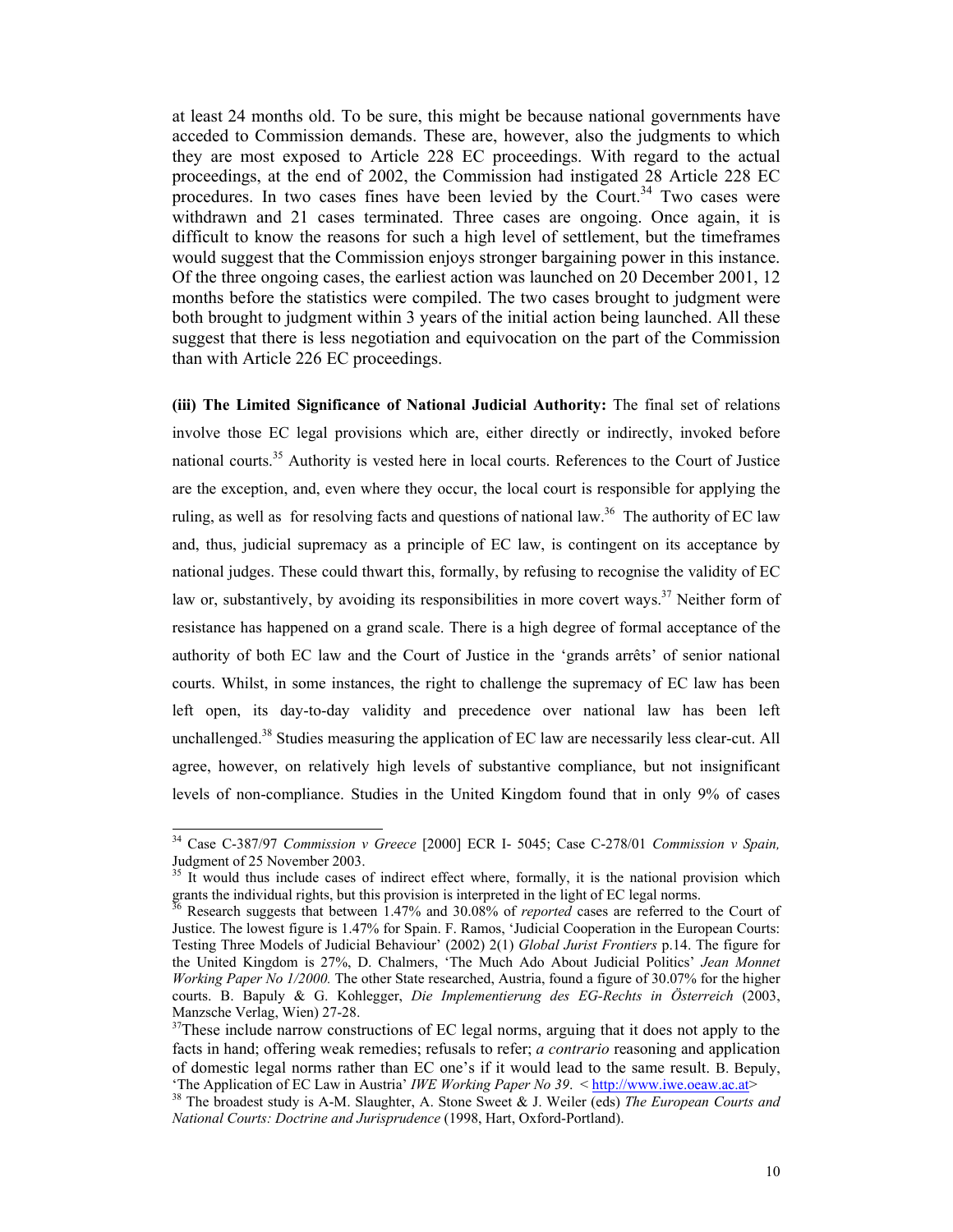at least 24 months old. To be sure, this might be because national governments have acceded to Commission demands. These are, however, also the judgments to which they are most exposed to Article 228 EC proceedings. With regard to the actual proceedings, at the end of 2002, the Commission had instigated 28 Article 228 EC procedures. In two cases fines have been levied by the Court.[34] Two cases were withdrawn and 21 cases terminated. Three cases are ongoing. Once again, it is difficult to know the reasons for such a high level of settlement, but the timeframes would suggest that the Commission enjoys stronger bargaining power in this instance. Of the three ongoing cases, the earliest action was launched on 20 December 2001, 12 months before the statistics were compiled. The two cases brought to judgment were both brought to judgment within 3 years of the initial action being launched. All these suggest that there is less negotiation and equivocation on the part of the Commission than with Article 226 EC proceedings.

**(iii) The Limited Significance of National Judicial Authority:** The final set of relations involve those EC legal provisions which are, either directly or indirectly, invoked before national courts.[35] Authority is vested here in local courts. References to the Court of Justice are the exception, and, even where they occur, the local court is responsible for applying the ruling, as well as for resolving facts and questions of national law.[36] The authority of EC law and, thus, judicial supremacy as a principle of EC law, is contingent on its acceptance by national judges. These could thwart this, formally, by refusing to recognise the validity of EC law or, substantively, by avoiding its responsibilities in more covert ways.[37] Neither form of resistance has happened on a grand scale. There is a high degree of formal acceptance of the authority of both EC law and the Court of Justice in the 'grands arrêts' of senior national courts. Whilst, in some instances, the right to challenge the supremacy of EC law has been left open, its day-to-day validity and precedence over national law has been left unchallenged.[38] Studies measuring the application of EC law are necessarily less clear-cut. All agree, however, on relatively high levels of substantive compliance, but not insignificant levels of non-compliance. Studies in the United Kingdom found that in only 9% of cases

---

[34] Case C-387/97 *Commission v Greece* [2000] ECR I- 5045; Case C-278/01 *Commission v Spain,* Judgment of 25 November 2003.

[35] It would thus include cases of indirect effect where, formally, it is the national provision which grants the individual rights, but this provision is interpreted in the light of EC legal norms.

[36] Research suggests that between 1.47% and 30.08% of *reported* cases are referred to the Court of Justice. The lowest figure is 1.47% for Spain. F. Ramos, 'Judicial Cooperation in the European Courts: Testing Three Models of Judicial Behaviour' (2002) 2(1) *Global Jurist Frontiers* p.14. The figure for the United Kingdom is 27%, D. Chalmers, 'The Much Ado About Judicial Politics' *Jean Monnet Working Paper No 1/2000.* The other State researched, Austria, found a figure of 30.07% for the higher courts. B. Bapuly & G. Kohlegger, *Die Implementierung des EG-Rechts in Österreich* (2003, Manzsche Verlag, Wien) 27-28.

[37] These include narrow constructions of EC legal norms, arguing that it does not apply to the facts in hand; offering weak remedies; refusals to refer; *a contrario* reasoning and application of domestic legal norms rather than EC one's if it would lead to the same result. B. Bepuly, 'The Application of EC Law in Austria' *IWE Working Paper No 39*. < http://www.iwe.oeaw.ac.at>

[38] The broadest study is A-M. Slaughter, A. Stone Sweet & J. Weiler (eds) *The European Courts and National Courts: Doctrine and Jurisprudence* (1998, Hart, Oxford-Portland).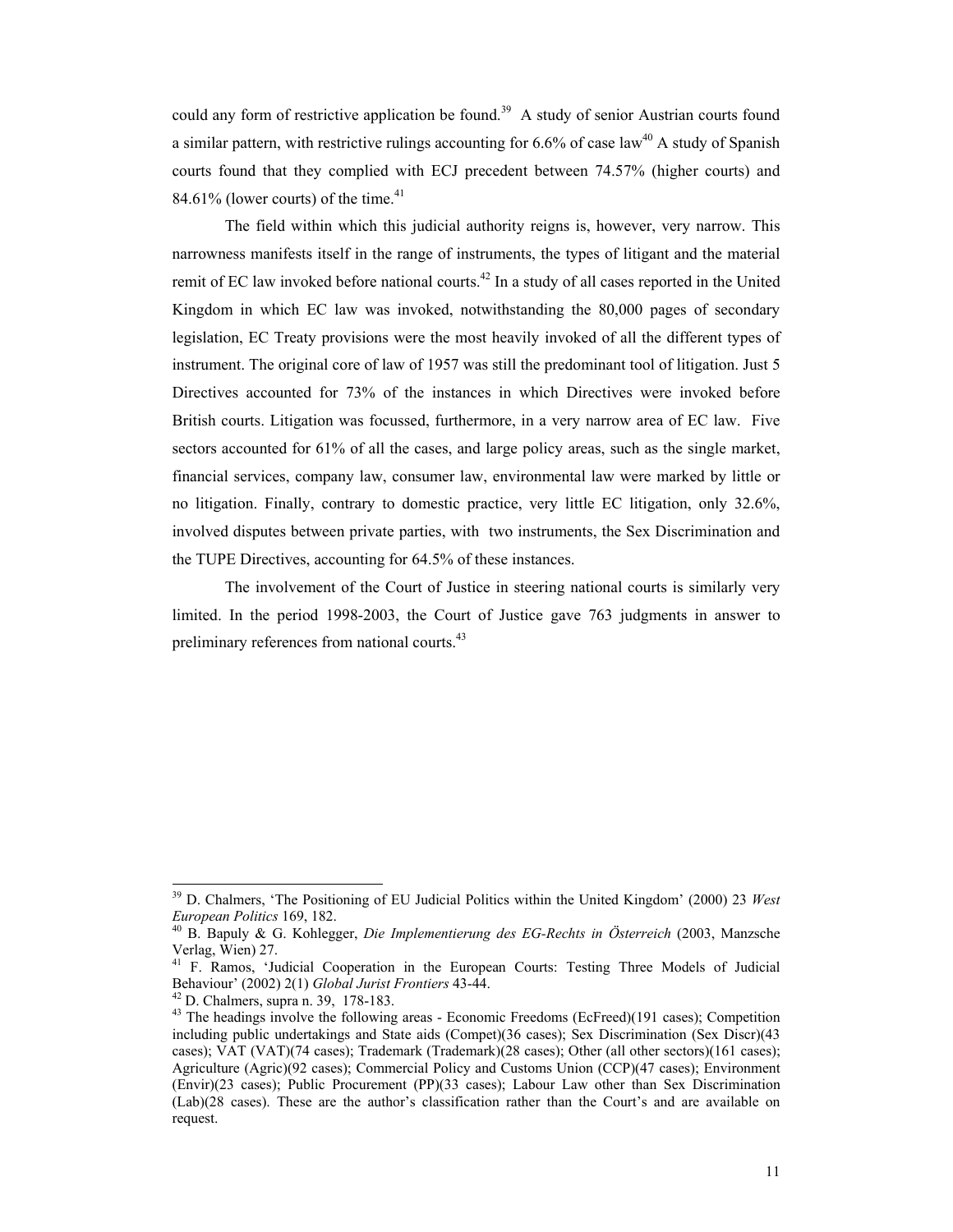could any form of restrictive application be found.[39] A study of senior Austrian courts found a similar pattern, with restrictive rulings accounting for 6.6% of case law[40] A study of Spanish courts found that they complied with ECJ precedent between 74.57% (higher courts) and 84.61% (lower courts) of the time.[41]

The field within which this judicial authority reigns is, however, very narrow. This narrowness manifests itself in the range of instruments, the types of litigant and the material remit of EC law invoked before national courts.[42] In a study of all cases reported in the United Kingdom in which EC law was invoked, notwithstanding the 80,000 pages of secondary legislation, EC Treaty provisions were the most heavily invoked of all the different types of instrument. The original core of law of 1957 was still the predominant tool of litigation. Just 5 Directives accounted for 73% of the instances in which Directives were invoked before British courts. Litigation was focussed, furthermore, in a very narrow area of EC law. Five sectors accounted for 61% of all the cases, and large policy areas, such as the single market, financial services, company law, consumer law, environmental law were marked by little or no litigation. Finally, contrary to domestic practice, very little EC litigation, only 32.6%, involved disputes between private parties, with two instruments, the Sex Discrimination and the TUPE Directives, accounting for 64.5% of these instances.

The involvement of the Court of Justice in steering national courts is similarly very limited. In the period 1998-2003, the Court of Justice gave 763 judgments in answer to preliminary references from national courts.[43]

---

[39] D. Chalmers, 'The Positioning of EU Judicial Politics within the United Kingdom' (2000) 23 *West European Politics* 169, 182.

[40] B. Bapuly & G. Kohlegger, *Die Implementierung des EG-Rechts in Österreich* (2003, Manzsche Verlag, Wien) 27.

[41] F. Ramos, 'Judicial Cooperation in the European Courts: Testing Three Models of Judicial Behaviour' (2002) 2(1) *Global Jurist Frontiers* 43-44.

[42] D. Chalmers, supra n. 39, 178-183.

[43] The headings involve the following areas - Economic Freedoms (EcFreed)(191 cases); Competition including public undertakings and State aids (Compet)(36 cases); Sex Discrimination (Sex Discr)(43 cases); VAT (VAT)(74 cases); Trademark (Trademark)(28 cases); Other (all other sectors)(161 cases); Agriculture (Agric)(92 cases); Commercial Policy and Customs Union (CCP)(47 cases); Environment (Envir)(23 cases); Public Procurement (PP)(33 cases); Labour Law other than Sex Discrimination (Lab)(28 cases). These are the author's classification rather than the Court's and are available on request.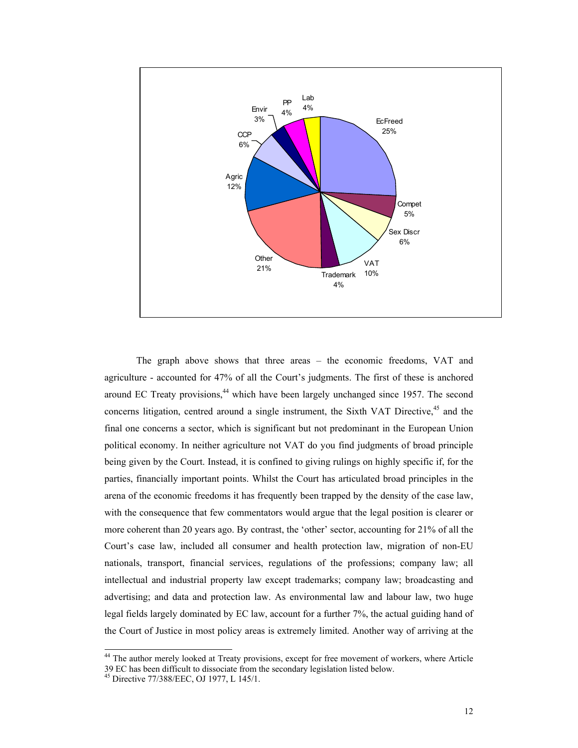The graph above shows that three areas – the economic freedoms, VAT and agriculture - accounted for 47% of all the Court's judgments. The first of these is anchored around EC Treaty provisions,[44] which have been largely unchanged since 1957. The second concerns litigation, centred around a single instrument, the Sixth VAT Directive,[45] and the final one concerns a sector, which is significant but not predominant in the European Union political economy. In neither agriculture not VAT do you find judgments of broad principle being given by the Court. Instead, it is confined to giving rulings on highly specific if, for the parties, financially important points. Whilst the Court has articulated broad principles in the arena of the economic freedoms it has frequently been trapped by the density of the case law, with the consequence that few commentators would argue that the legal position is clearer or more coherent than 20 years ago. By contrast, the 'other' sector, accounting for 21% of all the Court's case law, included all consumer and health protection law, migration of non-EU nationals, transport, financial services, regulations of the professions; company law; all intellectual and industrial property law except trademarks; company law; broadcasting and advertising; and data and protection law. As environmental law and labour law, two huge legal fields largely dominated by EC law, account for a further 7%, the actual guiding hand of the Court of Justice in most policy areas is extremely limited. Another way of arriving at the

[44] The author merely looked at Treaty provisions, except for free movement of workers, where Article 39 EC has been difficult to dissociate from the secondary legislation listed below.

[45] Directive 77/388/EEC, OJ 1977, L 145/1.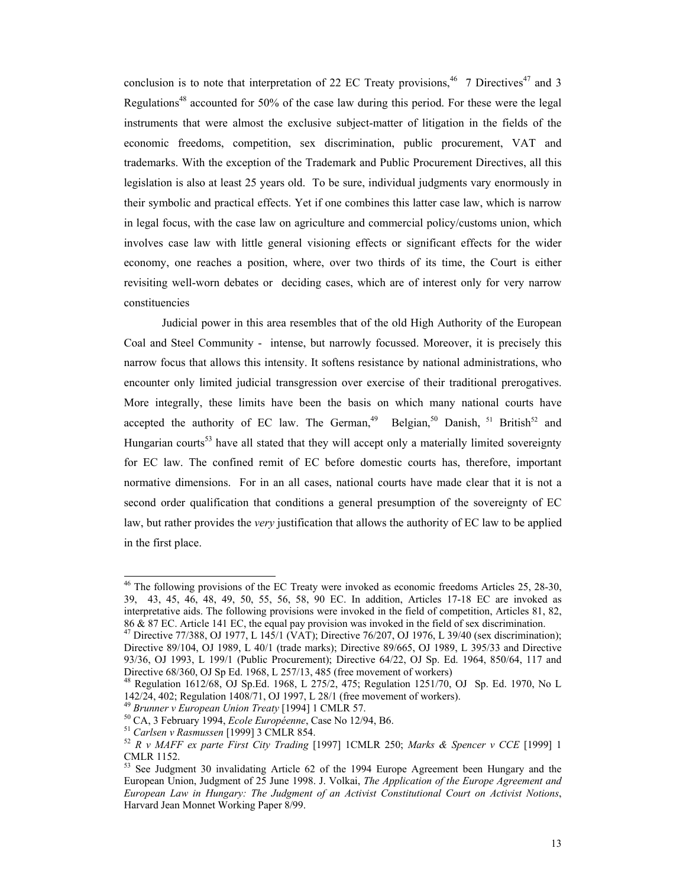conclusion is to note that interpretation of 22 EC Treaty provisions,[46] 7 Directives[47] and 3 Regulations[48] accounted for 50% of the case law during this period. For these were the legal instruments that were almost the exclusive subject-matter of litigation in the fields of the economic freedoms, competition, sex discrimination, public procurement, VAT and trademarks. With the exception of the Trademark and Public Procurement Directives, all this legislation is also at least 25 years old. To be sure, individual judgments vary enormously in their symbolic and practical effects. Yet if one combines this latter case law, which is narrow in legal focus, with the case law on agriculture and commercial policy/customs union, which involves case law with little general visioning effects or significant effects for the wider economy, one reaches a position, where, over two thirds of its time, the Court is either revisiting well-worn debates or deciding cases, which are of interest only for very narrow constituencies

Judicial power in this area resembles that of the old High Authority of the European Coal and Steel Community - intense, but narrowly focussed. Moreover, it is precisely this narrow focus that allows this intensity. It softens resistance by national administrations, who encounter only limited judicial transgression over exercise of their traditional prerogatives. More integrally, these limits have been the basis on which many national courts have accepted the authority of EC law. The German,[49] Belgian,[50] Danish,[51] British[52] and Hungarian courts[53] have all stated that they will accept only a materially limited sovereignty for EC law. The confined remit of EC before domestic courts has, therefore, important normative dimensions. For in an all cases, national courts have made clear that it is not a second order qualification that conditions a general presumption of the sovereignty of EC law, but rather provides the *very* justification that allows the authority of EC law to be applied in the first place.

---

[46] The following provisions of the EC Treaty were invoked as economic freedoms Articles 25, 28-30, 39, 43, 45, 46, 48, 49, 50, 55, 56, 58, 90 EC. In addition, Articles 17-18 EC are invoked as interpretative aids. The following provisions were invoked in the field of competition, Articles 81, 82, 86 & 87 EC. Article 141 EC, the equal pay provision was invoked in the field of sex discrimination.

[47] Directive 77/388, OJ 1977, L 145/1 (VAT); Directive 76/207, OJ 1976, L 39/40 (sex discrimination); Directive 89/104, OJ 1989, L 40/1 (trade marks); Directive 89/665, OJ 1989, L 395/33 and Directive 93/36, OJ 1993, L 199/1 (Public Procurement); Directive 64/22, OJ Sp. Ed. 1964, 850/64, 117 and Directive 68/360, OJ Sp Ed. 1968, L 257/13, 485 (free movement of workers)

[48] Regulation 1612/68, OJ Sp.Ed. 1968, L 275/2, 475; Regulation 1251/70, OJ Sp. Ed. 1970, No L 142/24, 402; Regulation 1408/71, OJ 1997, L 28/1 (free movement of workers).

[49] *Brunner v European Union Treaty* [1994] 1 CMLR 57.

[50] CA, 3 February 1994, *Ecole Européenne*, Case No 12/94, B6.

[51] *Carlsen v Rasmussen* [1999] 3 CMLR 854.

[52] *R v MAFF ex parte First City Trading* [1997] 1CMLR 250; *Marks & Spencer v CCE* [1999] 1 CMLR 1152.

[53] See Judgment 30 invalidating Article 62 of the 1994 Europe Agreement been Hungary and the European Union, Judgment of 25 June 1998. J. Volkai, *The Application of the Europe Agreement and European Law in Hungary: The Judgment of an Activist Constitutional Court on Activist Notions*, Harvard Jean Monnet Working Paper 8/99.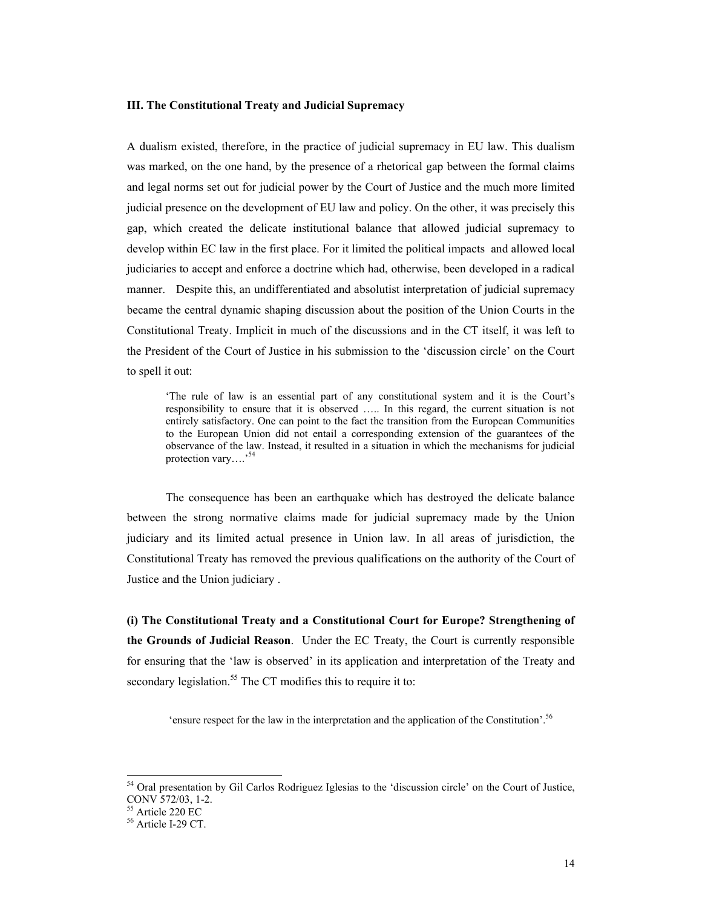### III. The Constitutional Treaty and Judicial Supremacy

A dualism existed, therefore, in the practice of judicial supremacy in EU law. This dualism was marked, on the one hand, by the presence of a rhetorical gap between the formal claims and legal norms set out for judicial power by the Court of Justice and the much more limited judicial presence on the development of EU law and policy. On the other, it was precisely this gap, which created the delicate institutional balance that allowed judicial supremacy to develop within EC law in the first place. For it limited the political impacts and allowed local judiciaries to accept and enforce a doctrine which had, otherwise, been developed in a radical manner. Despite this, an undifferentiated and absolutist interpretation of judicial supremacy became the central dynamic shaping discussion about the position of the Union Courts in the Constitutional Treaty. Implicit in much of the discussions and in the CT itself, it was left to the President of the Court of Justice in his submission to the 'discussion circle' on the Court to spell it out:

> 'The rule of law is an essential part of any constitutional system and it is the Court's responsibility to ensure that it is observed ….. In this regard, the current situation is not entirely satisfactory. One can point to the fact the transition from the European Communities to the European Union did not entail a corresponding extension of the guarantees of the observance of the law. Instead, it resulted in a situation in which the mechanisms for judicial protection vary….'[54]

The consequence has been an earthquake which has destroyed the delicate balance between the strong normative claims made for judicial supremacy made by the Union judiciary and its limited actual presence in Union law. In all areas of jurisdiction, the Constitutional Treaty has removed the previous qualifications on the authority of the Court of Justice and the Union judiciary .

**(i) The Constitutional Treaty and a Constitutional Court for Europe? Strengthening of the Grounds of Judicial Reason**. Under the EC Treaty, the Court is currently responsible for ensuring that the 'law is observed' in its application and interpretation of the Treaty and secondary legislation.[55] The CT modifies this to require it to:

> 'ensure respect for the law in the interpretation and the application of the Constitution'.[56]

---

[54] Oral presentation by Gil Carlos Rodriguez Iglesias to the 'discussion circle' on the Court of Justice, CONV 572/03, 1-2.

[55] Article 220 EC

[56] Article I-29 CT.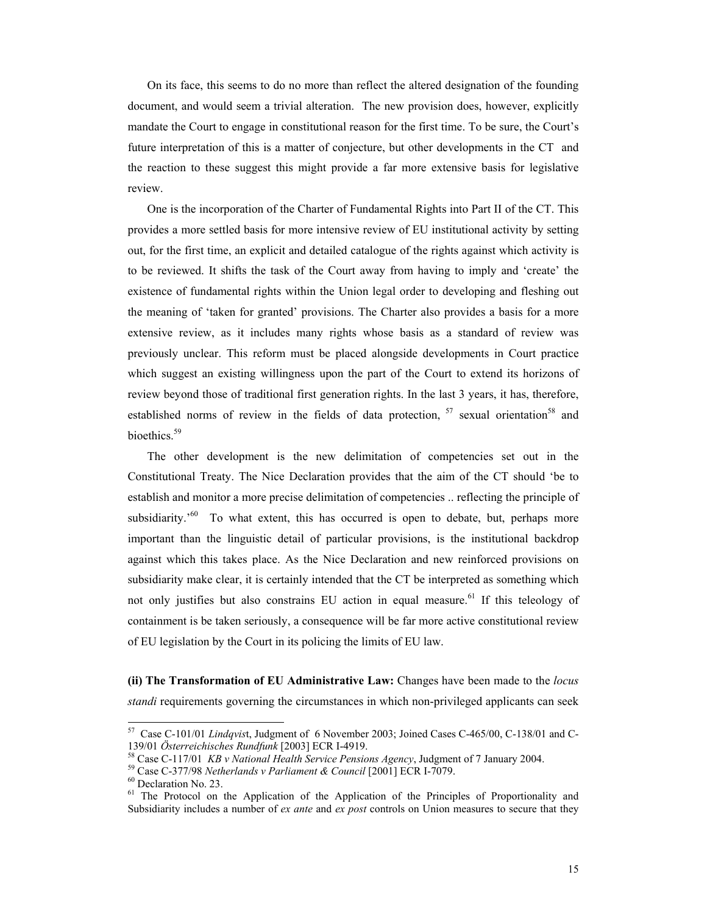On its face, this seems to do no more than reflect the altered designation of the founding document, and would seem a trivial alteration. The new provision does, however, explicitly mandate the Court to engage in constitutional reason for the first time. To be sure, the Court's future interpretation of this is a matter of conjecture, but other developments in the CT and the reaction to these suggest this might provide a far more extensive basis for legislative review.

One is the incorporation of the Charter of Fundamental Rights into Part II of the CT. This provides a more settled basis for more intensive review of EU institutional activity by setting out, for the first time, an explicit and detailed catalogue of the rights against which activity is to be reviewed. It shifts the task of the Court away from having to imply and 'create' the existence of fundamental rights within the Union legal order to developing and fleshing out the meaning of 'taken for granted' provisions. The Charter also provides a basis for a more extensive review, as it includes many rights whose basis as a standard of review was previously unclear. This reform must be placed alongside developments in Court practice which suggest an existing willingness upon the part of the Court to extend its horizons of review beyond those of traditional first generation rights. In the last 3 years, it has, therefore, established norms of review in the fields of data protection, [57] sexual orientation[58] and bioethics.[59]

The other development is the new delimitation of competencies set out in the Constitutional Treaty. The Nice Declaration provides that the aim of the CT should 'be to establish and monitor a more precise delimitation of competencies .. reflecting the principle of subsidiarity.'[60] To what extent, this has occurred is open to debate, but, perhaps more important than the linguistic detail of particular provisions, is the institutional backdrop against which this takes place. As the Nice Declaration and new reinforced provisions on subsidiarity make clear, it is certainly intended that the CT be interpreted as something which not only justifies but also constrains EU action in equal measure.[61] If this teleology of containment is be taken seriously, a consequence will be far more active constitutional review of EU legislation by the Court in its policing the limits of EU law.

**(ii) The Transformation of EU Administrative Law:** Changes have been made to the *locus standi* requirements governing the circumstances in which non-privileged applicants can seek

---

[57] Case C-101/01 *Lindqvis*t, Judgment of 6 November 2003; Joined Cases C-465/00, C-138/01 and C-139/01 *Österreichisches Rundfunk* [2003] ECR I-4919.

[58] Case C-117/01 *KB v National Health Service Pensions Agency*, Judgment of 7 January 2004.

[59] Case C-377/98 *Netherlands v Parliament & Council* [2001] ECR I-7079.

[60] Declaration No. 23.

[61] The Protocol on the Application of the Application of the Principles of Proportionality and Subsidiarity includes a number of *ex ante* and *ex post* controls on Union measures to secure that they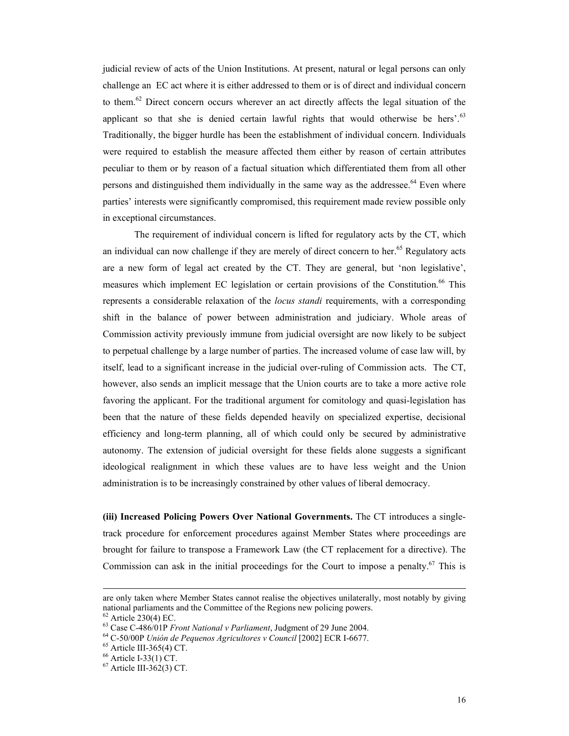judicial review of acts of the Union Institutions. At present, natural or legal persons can only challenge an EC act where it is either addressed to them or is of direct and individual concern to them.[62] Direct concern occurs wherever an act directly affects the legal situation of the applicant so that she is denied certain lawful rights that would otherwise be hers'.[63] Traditionally, the bigger hurdle has been the establishment of individual concern. Individuals were required to establish the measure affected them either by reason of certain attributes peculiar to them or by reason of a factual situation which differentiated them from all other persons and distinguished them individually in the same way as the addressee.[64] Even where parties' interests were significantly compromised, this requirement made review possible only in exceptional circumstances.

The requirement of individual concern is lifted for regulatory acts by the CT, which an individual can now challenge if they are merely of direct concern to her.[65] Regulatory acts are a new form of legal act created by the CT. They are general, but 'non legislative', measures which implement EC legislation or certain provisions of the Constitution.[66] This represents a considerable relaxation of the *locus standi* requirements, with a corresponding shift in the balance of power between administration and judiciary. Whole areas of Commission activity previously immune from judicial oversight are now likely to be subject to perpetual challenge by a large number of parties. The increased volume of case law will, by itself, lead to a significant increase in the judicial over-ruling of Commission acts. The CT, however, also sends an implicit message that the Union courts are to take a more active role favoring the applicant. For the traditional argument for comitology and quasi-legislation has been that the nature of these fields depended heavily on specialized expertise, decisional efficiency and long-term planning, all of which could only be secured by administrative autonomy. The extension of judicial oversight for these fields alone suggests a significant ideological realignment in which these values are to have less weight and the Union administration is to be increasingly constrained by other values of liberal democracy.

**(iii) Increased Policing Powers Over National Governments.** The CT introduces a single-track procedure for enforcement procedures against Member States where proceedings are brought for failure to transpose a Framework Law (the CT replacement for a directive). The Commission can ask in the initial proceedings for the Court to impose a penalty.[67] This is

---

are only taken where Member States cannot realise the objectives unilaterally, most notably by giving national parliaments and the Committee of the Regions new policing powers.

[62] Article 230(4) EC.

[63] Case C-486/01P *Front National v Parliament*, Judgment of 29 June 2004.

[64] C-50/00P *Unión de Pequenos Agricultores v Council* [2002] ECR I-6677.

[65] Article III-365(4) CT.

[66] Article I-33(1) CT.

[67] Article III-362(3) CT.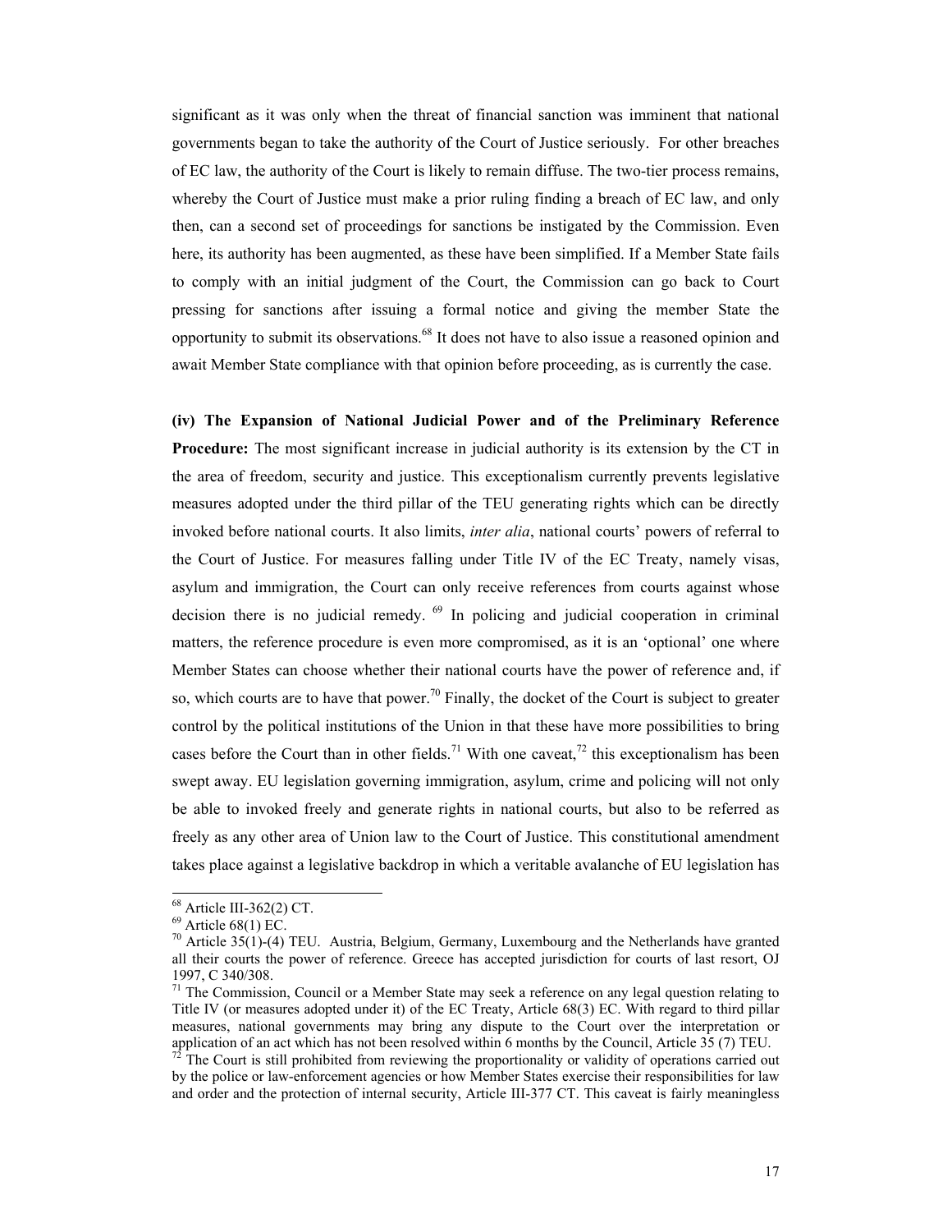significant as it was only when the threat of financial sanction was imminent that national governments began to take the authority of the Court of Justice seriously. For other breaches of EC law, the authority of the Court is likely to remain diffuse. The two-tier process remains, whereby the Court of Justice must make a prior ruling finding a breach of EC law, and only then, can a second set of proceedings for sanctions be instigated by the Commission. Even here, its authority has been augmented, as these have been simplified. If a Member State fails to comply with an initial judgment of the Court, the Commission can go back to Court pressing for sanctions after issuing a formal notice and giving the member State the opportunity to submit its observations.[68] It does not have to also issue a reasoned opinion and await Member State compliance with that opinion before proceeding, as is currently the case.

**(iv) The Expansion of National Judicial Power and of the Preliminary Reference Procedure:** The most significant increase in judicial authority is its extension by the CT in the area of freedom, security and justice. This exceptionalism currently prevents legislative measures adopted under the third pillar of the TEU generating rights which can be directly invoked before national courts. It also limits, *inter alia*, national courts' powers of referral to the Court of Justice. For measures falling under Title IV of the EC Treaty, namely visas, asylum and immigration, the Court can only receive references from courts against whose decision there is no judicial remedy. [69] In policing and judicial cooperation in criminal matters, the reference procedure is even more compromised, as it is an 'optional' one where Member States can choose whether their national courts have the power of reference and, if so, which courts are to have that power.[70] Finally, the docket of the Court is subject to greater control by the political institutions of the Union in that these have more possibilities to bring cases before the Court than in other fields.[71] With one caveat,[72] this exceptionalism has been swept away. EU legislation governing immigration, asylum, crime and policing will not only be able to invoked freely and generate rights in national courts, but also to be referred as freely as any other area of Union law to the Court of Justice. This constitutional amendment takes place against a legislative backdrop in which a veritable avalanche of EU legislation has

[68] Article III-362(2) CT.

[69] Article 68(1) EC.

[70] Article 35(1)-(4) TEU. Austria, Belgium, Germany, Luxembourg and the Netherlands have granted all their courts the power of reference. Greece has accepted jurisdiction for courts of last resort, OJ 1997, C 340/308.

[71] The Commission, Council or a Member State may seek a reference on any legal question relating to Title IV (or measures adopted under it) of the EC Treaty, Article 68(3) EC. With regard to third pillar measures, national governments may bring any dispute to the Court over the interpretation or application of an act which has not been resolved within 6 months by the Council, Article 35 (7) TEU.

[72] The Court is still prohibited from reviewing the proportionality or validity of operations carried out by the police or law-enforcement agencies or how Member States exercise their responsibilities for law and order and the protection of internal security, Article III-377 CT. This caveat is fairly meaningless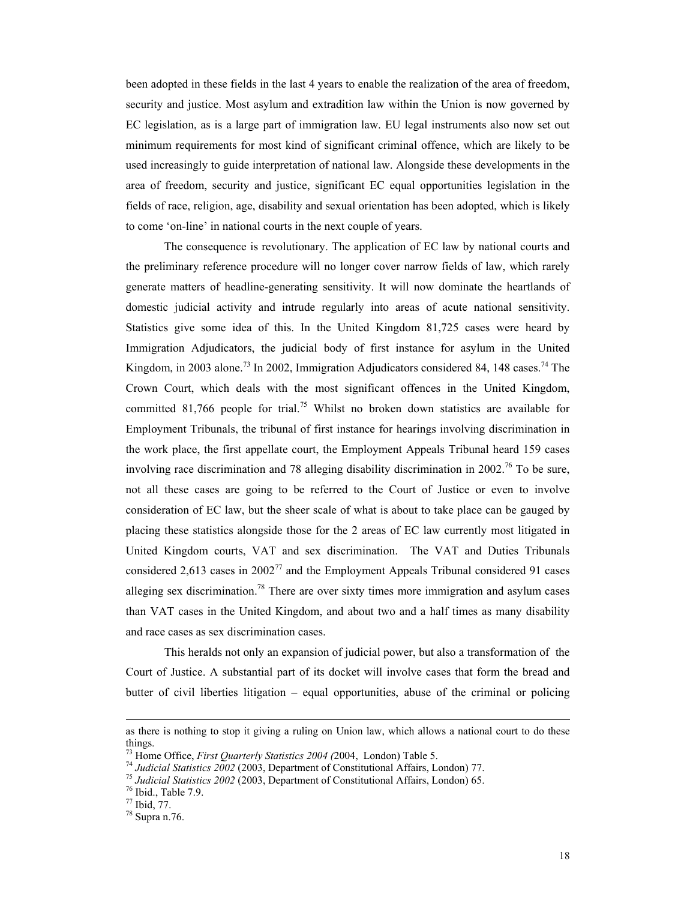been adopted in these fields in the last 4 years to enable the realization of the area of freedom, security and justice. Most asylum and extradition law within the Union is now governed by EC legislation, as is a large part of immigration law. EU legal instruments also now set out minimum requirements for most kind of significant criminal offence, which are likely to be used increasingly to guide interpretation of national law. Alongside these developments in the area of freedom, security and justice, significant EC equal opportunities legislation in the fields of race, religion, age, disability and sexual orientation has been adopted, which is likely to come 'on-line' in national courts in the next couple of years.

The consequence is revolutionary. The application of EC law by national courts and the preliminary reference procedure will no longer cover narrow fields of law, which rarely generate matters of headline-generating sensitivity. It will now dominate the heartlands of domestic judicial activity and intrude regularly into areas of acute national sensitivity. Statistics give some idea of this. In the United Kingdom 81,725 cases were heard by Immigration Adjudicators, the judicial body of first instance for asylum in the United Kingdom, in 2003 alone.[73] In 2002, Immigration Adjudicators considered 84, 148 cases.[74] The Crown Court, which deals with the most significant offences in the United Kingdom, committed 81,766 people for trial.[75] Whilst no broken down statistics are available for Employment Tribunals, the tribunal of first instance for hearings involving discrimination in the work place, the first appellate court, the Employment Appeals Tribunal heard 159 cases involving race discrimination and 78 alleging disability discrimination in 2002.[76] To be sure, not all these cases are going to be referred to the Court of Justice or even to involve consideration of EC law, but the sheer scale of what is about to take place can be gauged by placing these statistics alongside those for the 2 areas of EC law currently most litigated in United Kingdom courts, VAT and sex discrimination. The VAT and Duties Tribunals considered 2,613 cases in 2002[77] and the Employment Appeals Tribunal considered 91 cases alleging sex discrimination.[78] There are over sixty times more immigration and asylum cases than VAT cases in the United Kingdom, and about two and a half times as many disability and race cases as sex discrimination cases.

This heralds not only an expansion of judicial power, but also a transformation of the Court of Justice. A substantial part of its docket will involve cases that form the bread and butter of civil liberties litigation – equal opportunities, abuse of the criminal or policing

---

as there is nothing to stop it giving a ruling on Union law, which allows a national court to do these things.

[73] Home Office, *First Quarterly Statistics 2004 (*2004, London) Table 5.

[74] *Judicial Statistics 2002* (2003, Department of Constitutional Affairs, London) 77.

[75] *Judicial Statistics 2002* (2003, Department of Constitutional Affairs, London) 65.

[76] Ibid., Table 7.9.

[77] Ibid, 77.

[78] Supra n.76.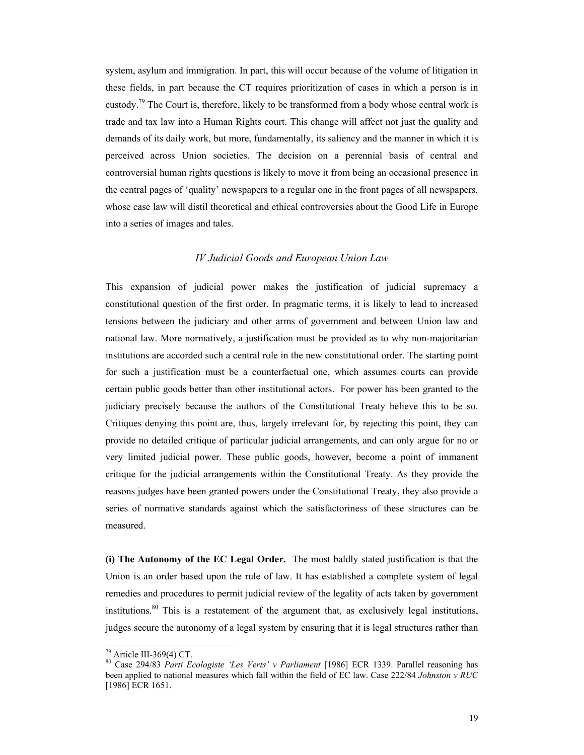system, asylum and immigration. In part, this will occur because of the volume of litigation in these fields, in part because the CT requires prioritization of cases in which a person is in custody.[79] The Court is, therefore, likely to be transformed from a body whose central work is trade and tax law into a Human Rights court. This change will affect not just the quality and demands of its daily work, but more, fundamentally, its saliency and the manner in which it is perceived across Union societies. The decision on a perennial basis of central and controversial human rights questions is likely to move it from being an occasional presence in the central pages of 'quality' newspapers to a regular one in the front pages of all newspapers, whose case law will distil theoretical and ethical controversies about the Good Life in Europe into a series of images and tales.

## *IV Judicial Goods and European Union Law*

This expansion of judicial power makes the justification of judicial supremacy a constitutional question of the first order. In pragmatic terms, it is likely to lead to increased tensions between the judiciary and other arms of government and between Union law and national law. More normatively, a justification must be provided as to why non-majoritarian institutions are accorded such a central role in the new constitutional order. The starting point for such a justification must be a counterfactual one, which assumes courts can provide certain public goods better than other institutional actors. For power has been granted to the judiciary precisely because the authors of the Constitutional Treaty believe this to be so. Critiques denying this point are, thus, largely irrelevant for, by rejecting this point, they can provide no detailed critique of particular judicial arrangements, and can only argue for no or very limited judicial power. These public goods, however, become a point of immanent critique for the judicial arrangements within the Constitutional Treaty. As they provide the reasons judges have been granted powers under the Constitutional Treaty, they also provide a series of normative standards against which the satisfactoriness of these structures can be measured.

**(i) The Autonomy of the EC Legal Order.** The most baldly stated justification is that the Union is an order based upon the rule of law. It has established a complete system of legal remedies and procedures to permit judicial review of the legality of acts taken by government institutions.[80] This is a restatement of the argument that, as exclusively legal institutions, judges secure the autonomy of a legal system by ensuring that it is legal structures rather than

---

[79] Article III-369(4) CT.

[80] Case 294/83 *Parti Ecologiste 'Les Verts' v Parliament* [1986] ECR 1339. Parallel reasoning has been applied to national measures which fall within the field of EC law. Case 222/84 *Johnston v RUC* [1986] ECR 1651.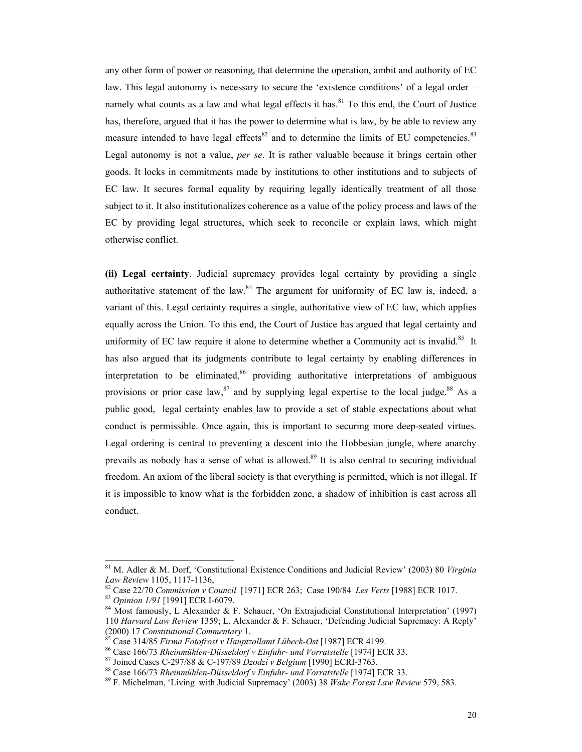any other form of power or reasoning, that determine the operation, ambit and authority of EC law. This legal autonomy is necessary to secure the 'existence conditions' of a legal order – namely what counts as a law and what legal effects it has.[81] To this end, the Court of Justice has, therefore, argued that it has the power to determine what is law, by be able to review any measure intended to have legal effects[82] and to determine the limits of EU competencies.[83] Legal autonomy is not a value, *per se*. It is rather valuable because it brings certain other goods. It locks in commitments made by institutions to other institutions and to subjects of EC law. It secures formal equality by requiring legally identically treatment of all those subject to it. It also institutionalizes coherence as a value of the policy process and laws of the EC by providing legal structures, which seek to reconcile or explain laws, which might otherwise conflict.

**(ii) Legal certainty**. Judicial supremacy provides legal certainty by providing a single authoritative statement of the law.[84] The argument for uniformity of EC law is, indeed, a variant of this. Legal certainty requires a single, authoritative view of EC law, which applies equally across the Union. To this end, the Court of Justice has argued that legal certainty and uniformity of EC law require it alone to determine whether a Community act is invalid.[85] It has also argued that its judgments contribute to legal certainty by enabling differences in interpretation to be eliminated,[86] providing authoritative interpretations of ambiguous provisions or prior case law,[87] and by supplying legal expertise to the local judge.[88] As a public good, legal certainty enables law to provide a set of stable expectations about what conduct is permissible. Once again, this is important to securing more deep-seated virtues. Legal ordering is central to preventing a descent into the Hobbesian jungle, where anarchy prevails as nobody has a sense of what is allowed.[89] It is also central to securing individual freedom. An axiom of the liberal society is that everything is permitted, which is not illegal. If it is impossible to know what is the forbidden zone, a shadow of inhibition is cast across all conduct.

---

[81] M. Adler & M. Dorf, 'Constitutional Existence Conditions and Judicial Review' (2003) 80 *Virginia Law Review* 1105, 1117-1136,

[82] Case 22/70 *Commission v Council* [1971] ECR 263; Case 190/84 *Les Verts* [1988] ECR 1017.

[83] *Opinion 1/91* [1991] ECR I-6079.

[84] Most famously, L Alexander & F. Schauer, 'On Extrajudicial Constitutional Interpretation' (1997) 110 *Harvard Law Review* 1359; L. Alexander & F. Schauer, 'Defending Judicial Supremacy: A Reply' (2000) 17 *Constitutional Commentary* 1.

[85] Case 314/85 *Firma Fotofrost v Hauptzollamt Lübeck-Ost* [1987] ECR 4199.

[86] Case 166/73 *Rheinmühlen-Düsseldorf v Einfuhr- und Vorratstelle* [1974] ECR 33.

[87] Joined Cases C-297/88 & C-197/89 *Dzodzi v Belgium* [1990] ECRI-3763.

[88] Case 166/73 *Rheinmühlen-Düsseldorf v Einfuhr- und Vorratstelle* [1974] ECR 33.

[89] F. Michelman, 'Living with Judicial Supremacy' (2003) 38 *Wake Forest Law Review* 579, 583.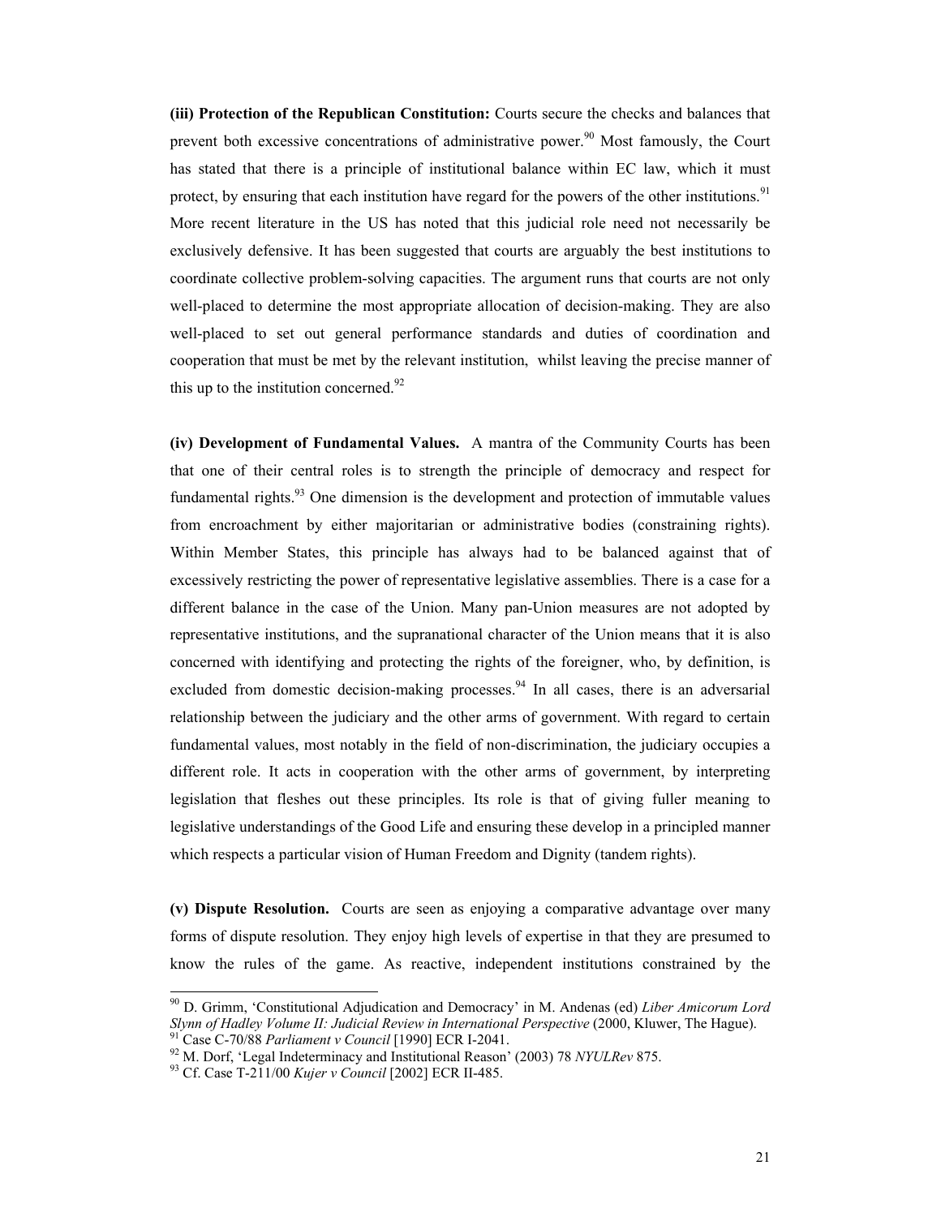**(iii) Protection of the Republican Constitution:** Courts secure the checks and balances that prevent both excessive concentrations of administrative power.[90] Most famously, the Court has stated that there is a principle of institutional balance within EC law, which it must protect, by ensuring that each institution have regard for the powers of the other institutions.[91] More recent literature in the US has noted that this judicial role need not necessarily be exclusively defensive. It has been suggested that courts are arguably the best institutions to coordinate collective problem-solving capacities. The argument runs that courts are not only well-placed to determine the most appropriate allocation of decision-making. They are also well-placed to set out general performance standards and duties of coordination and cooperation that must be met by the relevant institution, whilst leaving the precise manner of this up to the institution concerned.[92]

**(iv) Development of Fundamental Values.** A mantra of the Community Courts has been that one of their central roles is to strength the principle of democracy and respect for fundamental rights.[93] One dimension is the development and protection of immutable values from encroachment by either majoritarian or administrative bodies (constraining rights). Within Member States, this principle has always had to be balanced against that of excessively restricting the power of representative legislative assemblies. There is a case for a different balance in the case of the Union. Many pan-Union measures are not adopted by representative institutions, and the supranational character of the Union means that it is also concerned with identifying and protecting the rights of the foreigner, who, by definition, is excluded from domestic decision-making processes.[94] In all cases, there is an adversarial relationship between the judiciary and the other arms of government. With regard to certain fundamental values, most notably in the field of non-discrimination, the judiciary occupies a different role. It acts in cooperation with the other arms of government, by interpreting legislation that fleshes out these principles. Its role is that of giving fuller meaning to legislative understandings of the Good Life and ensuring these develop in a principled manner which respects a particular vision of Human Freedom and Dignity (tandem rights).

**(v) Dispute Resolution.** Courts are seen as enjoying a comparative advantage over many forms of dispute resolution. They enjoy high levels of expertise in that they are presumed to know the rules of the game. As reactive, independent institutions constrained by the

---

[90] D. Grimm, 'Constitutional Adjudication and Democracy' in M. Andenas (ed) *Liber Amicorum Lord Slynn of Hadley Volume II: Judicial Review in International Perspective* (2000, Kluwer, The Hague).

[91] Case C-70/88 *Parliament v Council* [1990] ECR I-2041.

[92] M. Dorf, 'Legal Indeterminacy and Institutional Reason' (2003) 78 *NYULRev* 875.

[93] Cf. Case T-211/00 *Kujer v Council* [2002] ECR II-485.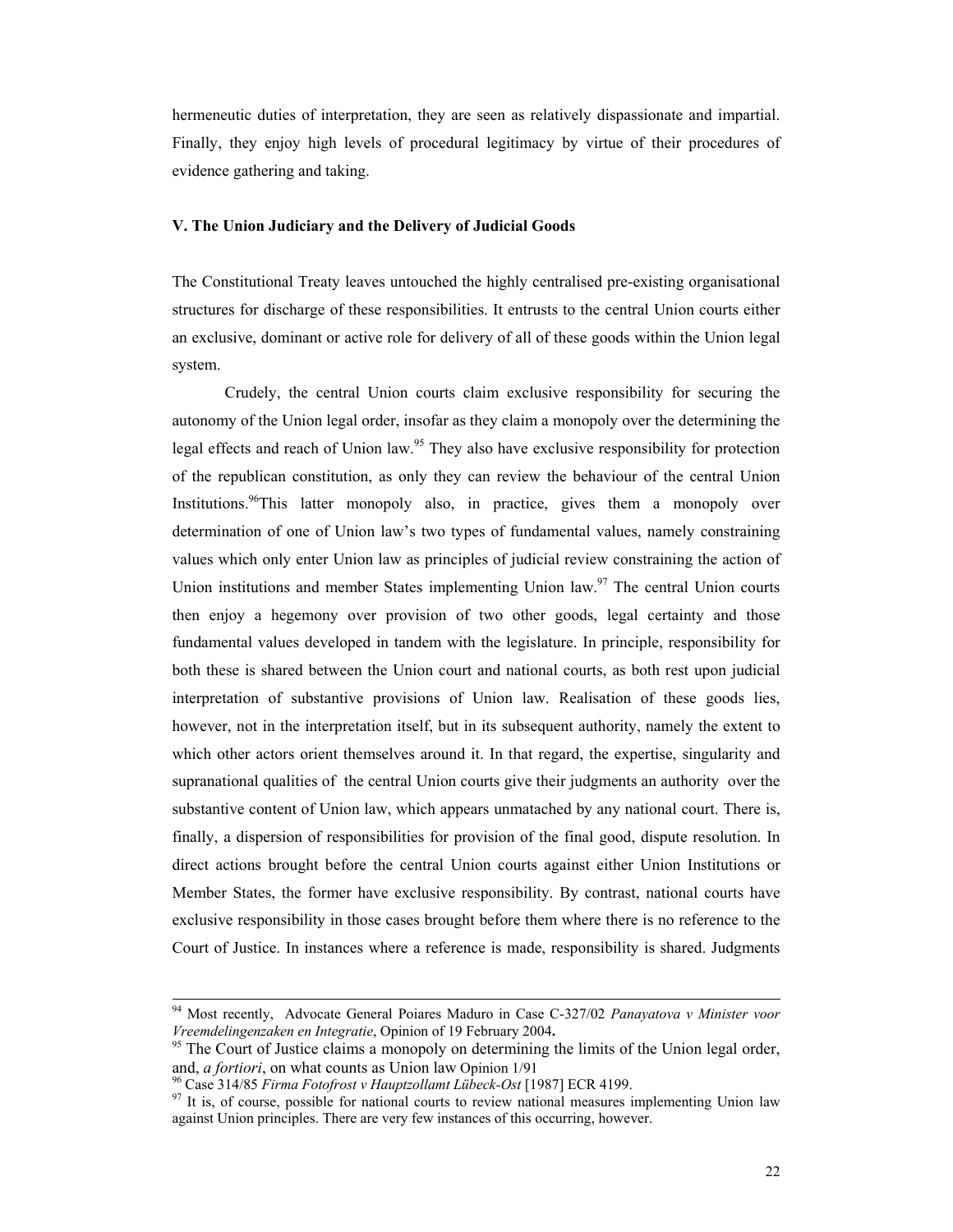hermeneutic duties of interpretation, they are seen as relatively dispassionate and impartial. Finally, they enjoy high levels of procedural legitimacy by virtue of their procedures of evidence gathering and taking.

### V. The Union Judiciary and the Delivery of Judicial Goods

The Constitutional Treaty leaves untouched the highly centralised pre-existing organisational structures for discharge of these responsibilities. It entrusts to the central Union courts either an exclusive, dominant or active role for delivery of all of these goods within the Union legal system.

Crudely, the central Union courts claim exclusive responsibility for securing the autonomy of the Union legal order, insofar as they claim a monopoly over the determining the legal effects and reach of Union law.[95] They also have exclusive responsibility for protection of the republican constitution, as only they can review the behaviour of the central Union Institutions.[96]This latter monopoly also, in practice, gives them a monopoly over determination of one of Union law's two types of fundamental values, namely constraining values which only enter Union law as principles of judicial review constraining the action of Union institutions and member States implementing Union law.[97] The central Union courts then enjoy a hegemony over provision of two other goods, legal certainty and those fundamental values developed in tandem with the legislature. In principle, responsibility for both these is shared between the Union court and national courts, as both rest upon judicial interpretation of substantive provisions of Union law. Realisation of these goods lies, however, not in the interpretation itself, but in its subsequent authority, namely the extent to which other actors orient themselves around it. In that regard, the expertise, singularity and supranational qualities of the central Union courts give their judgments an authority over the substantive content of Union law, which appears unmatached by any national court. There is, finally, a dispersion of responsibilities for provision of the final good, dispute resolution. In direct actions brought before the central Union courts against either Union Institutions or Member States, the former have exclusive responsibility. By contrast, national courts have exclusive responsibility in those cases brought before them where there is no reference to the Court of Justice. In instances where a reference is made, responsibility is shared. Judgments

---

[94] Most recently, Advocate General Poiares Maduro in Case C-327/02 *Panayatova v Minister voor Vreemdelingenzaken en Integratie*, Opinion of 19 February 2004**.**

[95] The Court of Justice claims a monopoly on determining the limits of the Union legal order, and, *a fortiori*, on what counts as Union law Opinion 1/91

[96] Case 314/85 *Firma Fotofrost v Hauptzollamt Lübeck-Ost* [1987] ECR 4199.

[97] It is, of course, possible for national courts to review national measures implementing Union law against Union principles. There are very few instances of this occurring, however.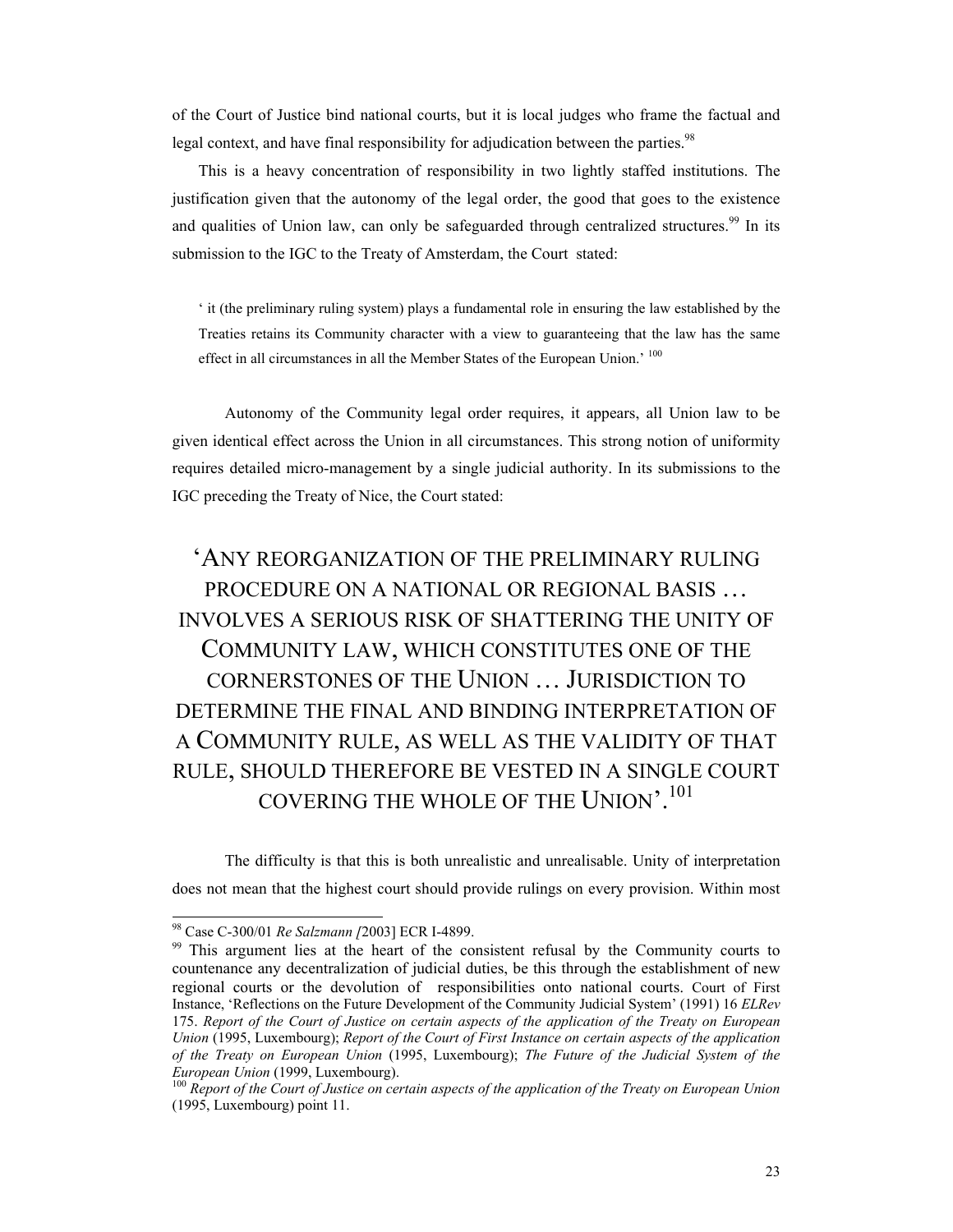of the Court of Justice bind national courts, but it is local judges who frame the factual and legal context, and have final responsibility for adjudication between the parties.[98]

This is a heavy concentration of responsibility in two lightly staffed institutions. The justification given that the autonomy of the legal order, the good that goes to the existence and qualities of Union law, can only be safeguarded through centralized structures.[99] In its submission to the IGC to the Treaty of Amsterdam, the Court stated:

> ' it (the preliminary ruling system) plays a fundamental role in ensuring the law established by the Treaties retains its Community character with a view to guaranteeing that the law has the same effect in all circumstances in all the Member States of the European Union.' [100]

Autonomy of the Community legal order requires, it appears, all Union law to be given identical effect across the Union in all circumstances. This strong notion of uniformity requires detailed micro-management by a single judicial authority. In its submissions to the IGC preceding the Treaty of Nice, the Court stated:

> 'ANY REORGANIZATION OF THE PRELIMINARY RULING PROCEDURE ON A NATIONAL OR REGIONAL BASIS … INVOLVES A SERIOUS RISK OF SHATTERING THE UNITY OF COMMUNITY LAW, WHICH CONSTITUTES ONE OF THE CORNERSTONES OF THE UNION … JURISDICTION TO DETERMINE THE FINAL AND BINDING INTERPRETATION OF A COMMUNITY RULE, AS WELL AS THE VALIDITY OF THAT RULE, SHOULD THEREFORE BE VESTED IN A SINGLE COURT COVERING THE WHOLE OF THE UNION'.[101]

The difficulty is that this is both unrealistic and unrealisable. Unity of interpretation does not mean that the highest court should provide rulings on every provision. Within most

---

[98] Case C-300/01 *Re Salzmann [*2003] ECR I-4899.

[99] This argument lies at the heart of the consistent refusal by the Community courts to countenance any decentralization of judicial duties, be this through the establishment of new regional courts or the devolution of responsibilities onto national courts. Court of First Instance, 'Reflections on the Future Development of the Community Judicial System' (1991) 16 *ELRev* 175. *Report of the Court of Justice on certain aspects of the application of the Treaty on European Union* (1995, Luxembourg); *Report of the Court of First Instance on certain aspects of the application of the Treaty on European Union* (1995, Luxembourg); *The Future of the Judicial System of the European Union* (1999, Luxembourg).

[100] *Report of the Court of Justice on certain aspects of the application of the Treaty on European Union* (1995, Luxembourg) point 11.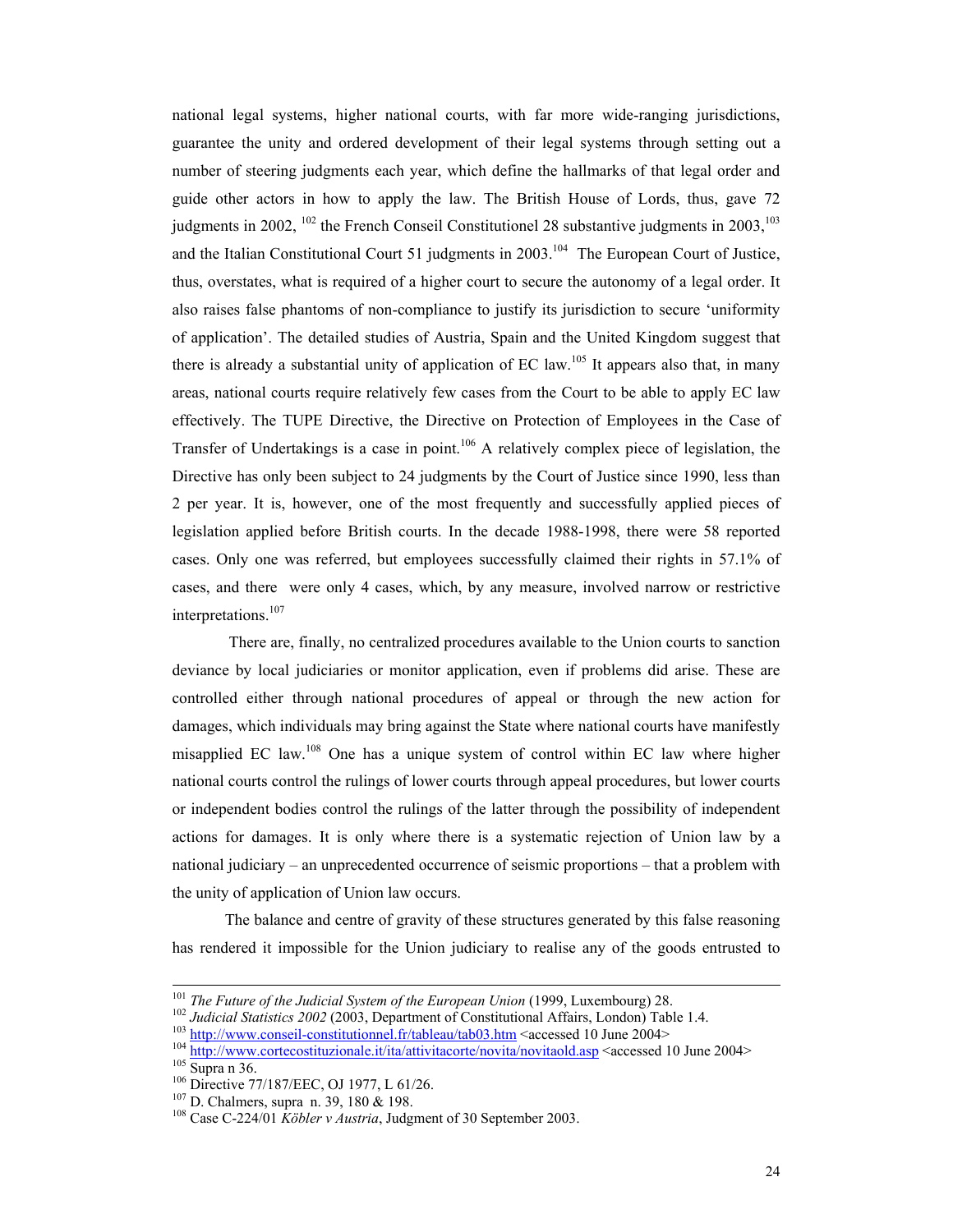national legal systems, higher national courts, with far more wide-ranging jurisdictions, guarantee the unity and ordered development of their legal systems through setting out a number of steering judgments each year, which define the hallmarks of that legal order and guide other actors in how to apply the law. The British House of Lords, thus, gave 72 judgments in 2002, [102] the French Conseil Constitutionel 28 substantive judgments in 2003,[103] and the Italian Constitutional Court 51 judgments in 2003.[104] The European Court of Justice, thus, overstates, what is required of a higher court to secure the autonomy of a legal order. It also raises false phantoms of non-compliance to justify its jurisdiction to secure 'uniformity of application'. The detailed studies of Austria, Spain and the United Kingdom suggest that there is already a substantial unity of application of EC law.[105] It appears also that, in many areas, national courts require relatively few cases from the Court to be able to apply EC law effectively. The TUPE Directive, the Directive on Protection of Employees in the Case of Transfer of Undertakings is a case in point.[106] A relatively complex piece of legislation, the Directive has only been subject to 24 judgments by the Court of Justice since 1990, less than 2 per year. It is, however, one of the most frequently and successfully applied pieces of legislation applied before British courts. In the decade 1988-1998, there were 58 reported cases. Only one was referred, but employees successfully claimed their rights in 57.1% of cases, and there were only 4 cases, which, by any measure, involved narrow or restrictive interpretations.[107]

There are, finally, no centralized procedures available to the Union courts to sanction deviance by local judiciaries or monitor application, even if problems did arise. These are controlled either through national procedures of appeal or through the new action for damages, which individuals may bring against the State where national courts have manifestly misapplied EC law.[108] One has a unique system of control within EC law where higher national courts control the rulings of lower courts through appeal procedures, but lower courts or independent bodies control the rulings of the latter through the possibility of independent actions for damages. It is only where there is a systematic rejection of Union law by a national judiciary – an unprecedented occurrence of seismic proportions – that a problem with the unity of application of Union law occurs.

The balance and centre of gravity of these structures generated by this false reasoning has rendered it impossible for the Union judiciary to realise any of the goods entrusted to

---

[101] *The Future of the Judicial System of the European Union* (1999, Luxembourg) 28.
[102] *Judicial Statistics 2002* (2003, Department of Constitutional Affairs, London) Table 1.4.
[103] http://www.conseil-constitutionnel.fr/tableau/tab03.htm <accessed 10 June 2004>
[104] http://www.cortecostituzionale.it/ita/attivitacorte/novita/novitaold.asp <accessed 10 June 2004>
[105] Supra n 36.
[106] Directive 77/187/EEC, OJ 1977, L 61/26.
[107] D. Chalmers, supra n. 39, 180 & 198.
[108] Case C-224/01 *Köbler v Austria*, Judgment of 30 September 2003.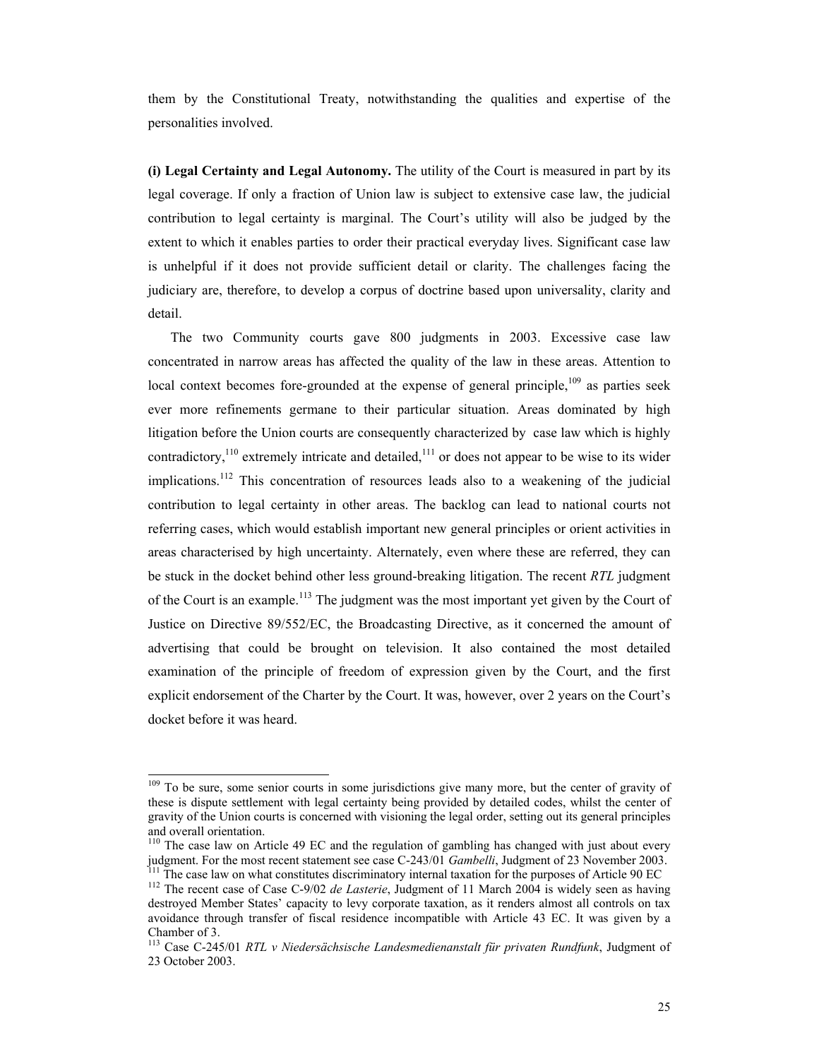them by the Constitutional Treaty, notwithstanding the qualities and expertise of the personalities involved.

**(i) Legal Certainty and Legal Autonomy.** The utility of the Court is measured in part by its legal coverage. If only a fraction of Union law is subject to extensive case law, the judicial contribution to legal certainty is marginal. The Court's utility will also be judged by the extent to which it enables parties to order their practical everyday lives. Significant case law is unhelpful if it does not provide sufficient detail or clarity. The challenges facing the judiciary are, therefore, to develop a corpus of doctrine based upon universality, clarity and detail.

The two Community courts gave 800 judgments in 2003. Excessive case law concentrated in narrow areas has affected the quality of the law in these areas. Attention to local context becomes fore-grounded at the expense of general principle,[109] as parties seek ever more refinements germane to their particular situation. Areas dominated by high litigation before the Union courts are consequently characterized by case law which is highly contradictory,[110] extremely intricate and detailed,[111] or does not appear to be wise to its wider implications.[112] This concentration of resources leads also to a weakening of the judicial contribution to legal certainty in other areas. The backlog can lead to national courts not referring cases, which would establish important new general principles or orient activities in areas characterised by high uncertainty. Alternately, even where these are referred, they can be stuck in the docket behind other less ground-breaking litigation. The recent *RTL* judgment of the Court is an example.[113] The judgment was the most important yet given by the Court of Justice on Directive 89/552/EC, the Broadcasting Directive, as it concerned the amount of advertising that could be brought on television. It also contained the most detailed examination of the principle of freedom of expression given by the Court, and the first explicit endorsement of the Charter by the Court. It was, however, over 2 years on the Court's docket before it was heard.

---

[109] To be sure, some senior courts in some jurisdictions give many more, but the center of gravity of these is dispute settlement with legal certainty being provided by detailed codes, whilst the center of gravity of the Union courts is concerned with visioning the legal order, setting out its general principles and overall orientation.

[110] The case law on Article 49 EC and the regulation of gambling has changed with just about every judgment. For the most recent statement see case C-243/01 *Gambelli*, Judgment of 23 November 2003.

[111] The case law on what constitutes discriminatory internal taxation for the purposes of Article 90 EC

[112] The recent case of Case C-9/02 *de Lasterie*, Judgment of 11 March 2004 is widely seen as having destroyed Member States' capacity to levy corporate taxation, as it renders almost all controls on tax avoidance through transfer of fiscal residence incompatible with Article 43 EC. It was given by a Chamber of 3.

[113] Case C-245/01 *RTL v Niedersächsische Landesmedienanstalt für privaten Rundfunk*, Judgment of 23 October 2003.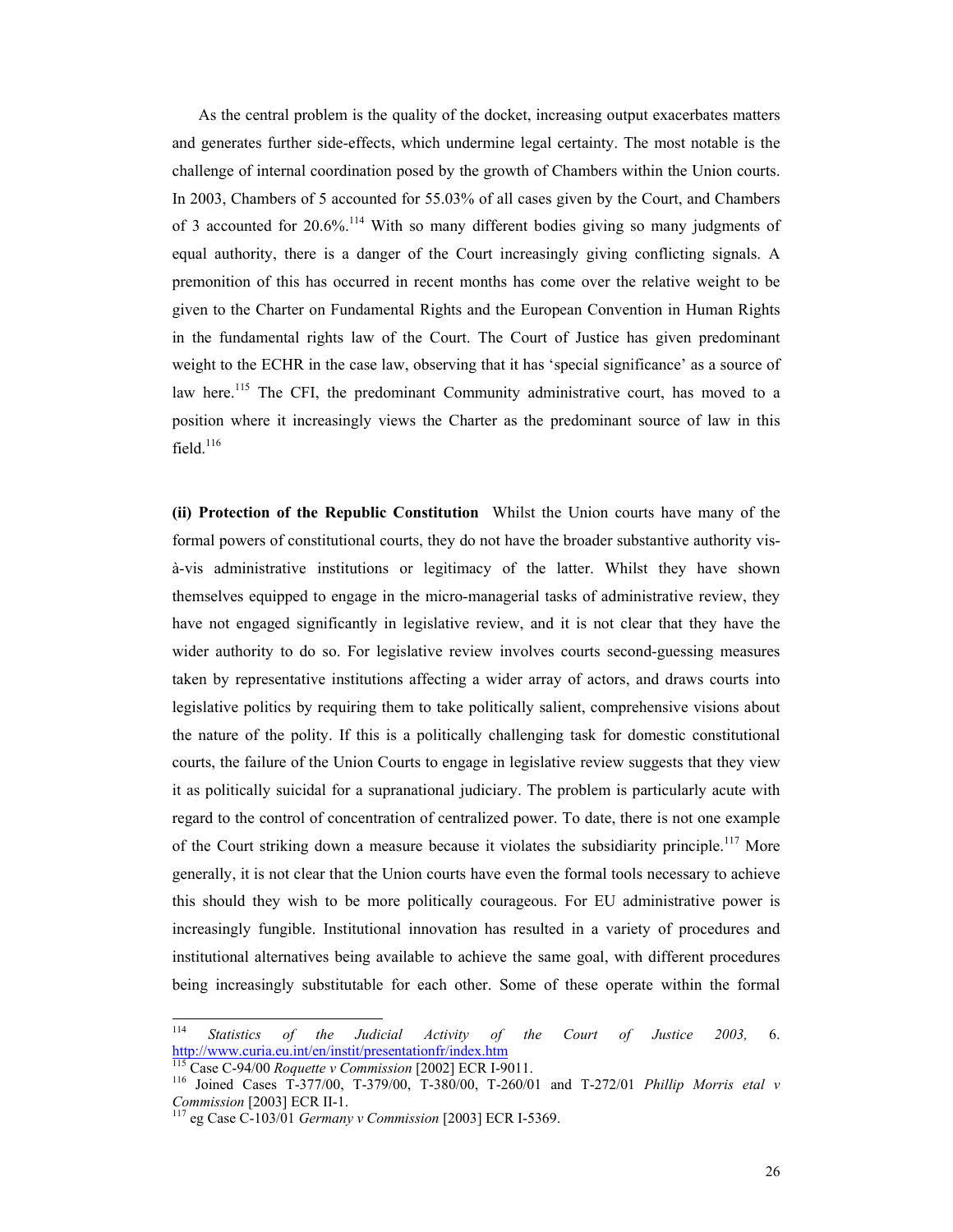As the central problem is the quality of the docket, increasing output exacerbates matters and generates further side-effects, which undermine legal certainty. The most notable is the challenge of internal coordination posed by the growth of Chambers within the Union courts. In 2003, Chambers of 5 accounted for 55.03% of all cases given by the Court, and Chambers of 3 accounted for 20.6%.[114] With so many different bodies giving so many judgments of equal authority, there is a danger of the Court increasingly giving conflicting signals. A premonition of this has occurred in recent months has come over the relative weight to be given to the Charter on Fundamental Rights and the European Convention in Human Rights in the fundamental rights law of the Court. The Court of Justice has given predominant weight to the ECHR in the case law, observing that it has 'special significance' as a source of law here.[115] The CFI, the predominant Community administrative court, has moved to a position where it increasingly views the Charter as the predominant source of law in this field.[116]

**(ii) Protection of the Republic Constitution** Whilst the Union courts have many of the formal powers of constitutional courts, they do not have the broader substantive authority vis-à-vis administrative institutions or legitimacy of the latter. Whilst they have shown themselves equipped to engage in the micro-managerial tasks of administrative review, they have not engaged significantly in legislative review, and it is not clear that they have the wider authority to do so. For legislative review involves courts second-guessing measures taken by representative institutions affecting a wider array of actors, and draws courts into legislative politics by requiring them to take politically salient, comprehensive visions about the nature of the polity. If this is a politically challenging task for domestic constitutional courts, the failure of the Union Courts to engage in legislative review suggests that they view it as politically suicidal for a supranational judiciary. The problem is particularly acute with regard to the control of concentration of centralized power. To date, there is not one example of the Court striking down a measure because it violates the subsidiarity principle.[117] More generally, it is not clear that the Union courts have even the formal tools necessary to achieve this should they wish to be more politically courageous. For EU administrative power is increasingly fungible. Institutional innovation has resulted in a variety of procedures and institutional alternatives being available to achieve the same goal, with different procedures being increasingly substitutable for each other. Some of these operate within the formal

---

[114] *Statistics of the Judicial Activity of the Court of Justice 2003,* 6. http://www.curia.eu.int/en/instit/presentationfr/index.htm

[115] Case C-94/00 *Roquette v Commission* [2002] ECR I-9011.

[116] Joined Cases T-377/00, T-379/00, T-380/00, T-260/01 and T-272/01 *Phillip Morris etal v Commission* [2003] ECR II-1.

[117] eg Case C-103/01 *Germany v Commission* [2003] ECR I-5369.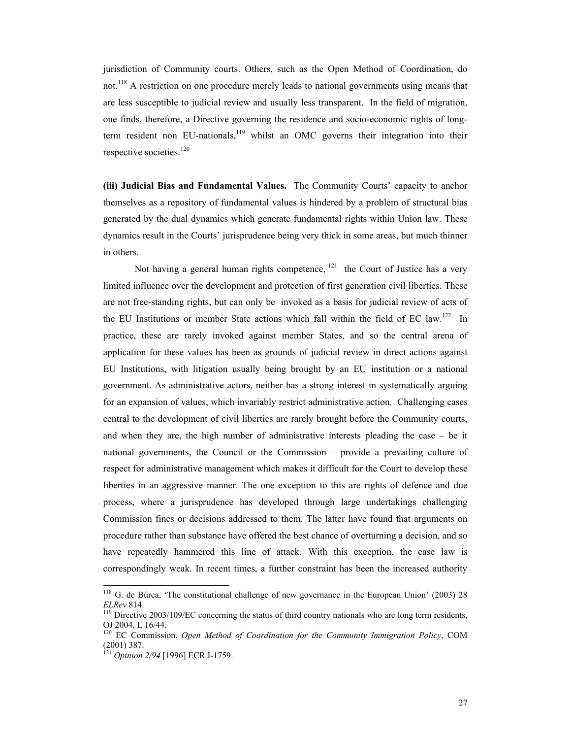jurisdiction of Community courts. Others, such as the Open Method of Coordination, do not.[118] A restriction on one procedure merely leads to national governments using means that are less susceptible to judicial review and usually less transparent. In the field of migration, one finds, therefore, a Directive governing the residence and socio-economic rights of long-term resident non EU-nationals,[119] whilst an OMC governs their integration into their respective societies.[120]

**(iii) Judicial Bias and Fundamental Values.** The Community Courts' capacity to anchor themselves as a repository of fundamental values is hindered by a problem of structural bias generated by the dual dynamics which generate fundamental rights within Union law. These dynamics result in the Courts' jurisprudence being very thick in some areas, but much thinner in others.

Not having a general human rights competence,[121] the Court of Justice has a very limited influence over the development and protection of first generation civil liberties. These are not free-standing rights, but can only be invoked as a basis for judicial review of acts of the EU Institutions or member State actions which fall within the field of EC law.[122] In practice, these are rarely invoked against member States, and so the central arena of application for these values has been as grounds of judicial review in direct actions against EU Institutions, with litigation usually being brought by an EU institution or a national government. As administrative actors, neither has a strong interest in systematically arguing for an expansion of values, which invariably restrict administrative action. Challenging cases central to the development of civil liberties are rarely brought before the Community courts, and when they are, the high number of administrative interests pleading the case – be it national governments, the Council or the Commission – provide a prevailing culture of respect for administrative management which makes it difficult for the Court to develop these liberties in an aggressive manner. The one exception to this are rights of defence and due process, where a jurisprudence has developed through large undertakings challenging Commission fines or decisions addressed to them. The latter have found that arguments on procedure rather than substance have offered the best chance of overturning a decision, and so have repeatedly hammered this line of attack. With this exception, the case law is correspondingly weak. In recent times, a further constraint has been the increased authority

---

[118] G. de Búrca, 'The constitutional challenge of new governance in the European Union' (2003) 28 *ELRev* 814.

[119] Directive 2003/109/EC concerning the status of third country nationals who are long term residents, OJ 2004, L 16/44.

[120] EC Commission, *Open Method of Coordination for the Community Immigration Policy*, COM (2001) 387.

[121] *Opinion 2/94* [1996] ECR I-1759.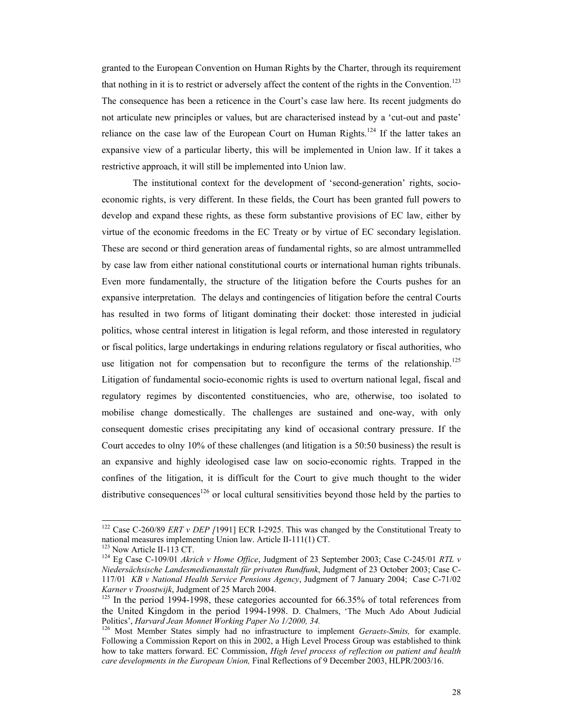granted to the European Convention on Human Rights by the Charter, through its requirement that nothing in it is to restrict or adversely affect the content of the rights in the Convention.[123] The consequence has been a reticence in the Court's case law here. Its recent judgments do not articulate new principles or values, but are characterised instead by a 'cut-out and paste' reliance on the case law of the European Court on Human Rights.[124] If the latter takes an expansive view of a particular liberty, this will be implemented in Union law. If it takes a restrictive approach, it will still be implemented into Union law.

The institutional context for the development of 'second-generation' rights, socio-economic rights, is very different. In these fields, the Court has been granted full powers to develop and expand these rights, as these form substantive provisions of EC law, either by virtue of the economic freedoms in the EC Treaty or by virtue of EC secondary legislation. These are second or third generation areas of fundamental rights, so are almost untrammelled by case law from either national constitutional courts or international human rights tribunals. Even more fundamentally, the structure of the litigation before the Courts pushes for an expansive interpretation. The delays and contingencies of litigation before the central Courts has resulted in two forms of litigant dominating their docket: those interested in judicial politics, whose central interest in litigation is legal reform, and those interested in regulatory or fiscal politics, large undertakings in enduring relations regulatory or fiscal authorities, who use litigation not for compensation but to reconfigure the terms of the relationship.[125] Litigation of fundamental socio-economic rights is used to overturn national legal, fiscal and regulatory regimes by discontented constituencies, who are, otherwise, too isolated to mobilise change domestically. The challenges are sustained and one-way, with only consequent domestic crises precipitating any kind of occasional contrary pressure. If the Court accedes to olny 10% of these challenges (and litigation is a 50:50 business) the result is an expansive and highly ideologised case law on socio-economic rights. Trapped in the confines of the litigation, it is difficult for the Court to give much thought to the wider distributive consequences[126] or local cultural sensitivities beyond those held by the parties to

---

[122] Case C-260/89 *ERT v DEP [*1991] ECR I-2925. This was changed by the Constitutional Treaty to national measures implementing Union law. Article II-111(1) CT.

[123] Now Article II-113 CT.

[124] Eg Case C-109/01 *Akrich v Home Office*, Judgment of 23 September 2003; Case C-245/01 *RTL v Niedersächsische Landesmedienanstalt für privaten Rundfunk*, Judgment of 23 October 2003; Case C-117/01 *KB v National Health Service Pensions Agency*, Judgment of 7 January 2004; Case C-71/02 *Karner v Troostwijk*, Judgment of 25 March 2004.

[125] In the period 1994-1998, these categories accounted for 66.35% of total references from the United Kingdom in the period 1994-1998. D. Chalmers, 'The Much Ado About Judicial Politics', *Harvard Jean Monnet Working Paper No 1/2000, 34.*

[126] Most Member States simply had no infrastructure to implement *Geraets-Smits,* for example. Following a Commission Report on this in 2002, a High Level Process Group was established to think how to take matters forward. EC Commission, *High level process of reflection on patient and health care developments in the European Union,* Final Reflections of 9 December 2003, HLPR/2003/16.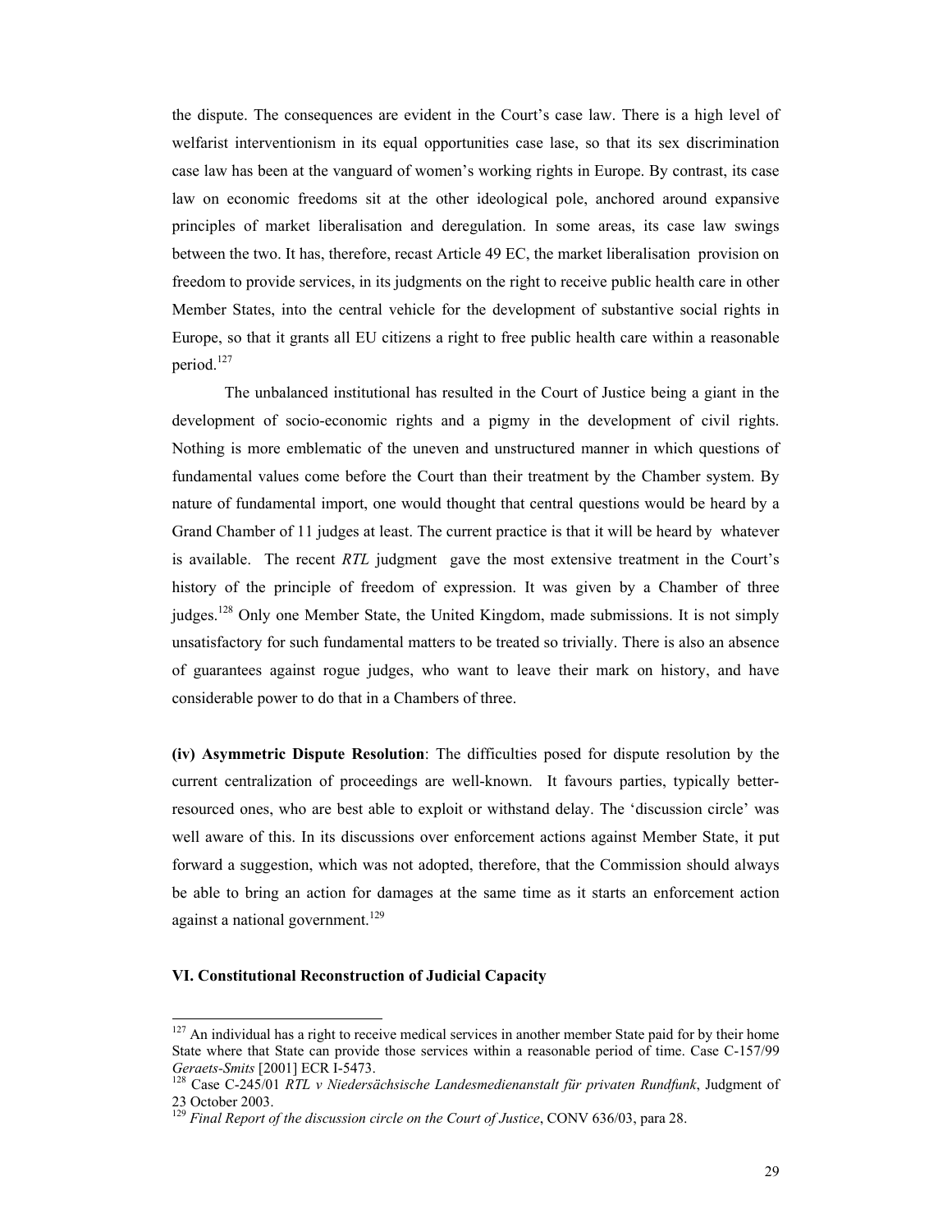the dispute. The consequences are evident in the Court's case law. There is a high level of welfarist interventionism in its equal opportunities case lase, so that its sex discrimination case law has been at the vanguard of women's working rights in Europe. By contrast, its case law on economic freedoms sit at the other ideological pole, anchored around expansive principles of market liberalisation and deregulation. In some areas, its case law swings between the two. It has, therefore, recast Article 49 EC, the market liberalisation provision on freedom to provide services, in its judgments on the right to receive public health care in other Member States, into the central vehicle for the development of substantive social rights in Europe, so that it grants all EU citizens a right to free public health care within a reasonable period.[127]

The unbalanced institutional has resulted in the Court of Justice being a giant in the development of socio-economic rights and a pigmy in the development of civil rights. Nothing is more emblematic of the uneven and unstructured manner in which questions of fundamental values come before the Court than their treatment by the Chamber system. By nature of fundamental import, one would thought that central questions would be heard by a Grand Chamber of 11 judges at least. The current practice is that it will be heard by whatever is available. The recent *RTL* judgment gave the most extensive treatment in the Court's history of the principle of freedom of expression. It was given by a Chamber of three judges.[128] Only one Member State, the United Kingdom, made submissions. It is not simply unsatisfactory for such fundamental matters to be treated so trivially. There is also an absence of guarantees against rogue judges, who want to leave their mark on history, and have considerable power to do that in a Chambers of three.

**(iv) Asymmetric Dispute Resolution**: The difficulties posed for dispute resolution by the current centralization of proceedings are well-known. It favours parties, typically better-resourced ones, who are best able to exploit or withstand delay. The 'discussion circle' was well aware of this. In its discussions over enforcement actions against Member State, it put forward a suggestion, which was not adopted, therefore, that the Commission should always be able to bring an action for damages at the same time as it starts an enforcement action against a national government.[129]

## VI. Constitutional Reconstruction of Judicial Capacity

---

[127] An individual has a right to receive medical services in another member State paid for by their home State where that State can provide those services within a reasonable period of time. Case C-157/99 *Geraets-Smits* [2001] ECR I-5473.

[128] Case C-245/01 *RTL v Niedersächsische Landesmedienanstalt für privaten Rundfunk*, Judgment of 23 October 2003.

[129] *Final Report of the discussion circle on the Court of Justice*, CONV 636/03, para 28.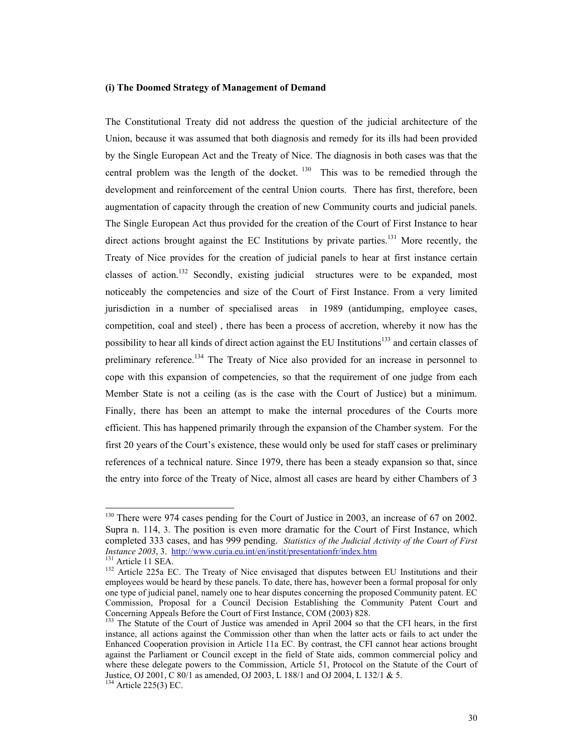**(i) The Doomed Strategy of Management of Demand**

The Constitutional Treaty did not address the question of the judicial architecture of the Union, because it was assumed that both diagnosis and remedy for its ills had been provided by the Single European Act and the Treaty of Nice. The diagnosis in both cases was that the central problem was the length of the docket. [130] This was to be remedied through the development and reinforcement of the central Union courts. There has first, therefore, been augmentation of capacity through the creation of new Community courts and judicial panels. The Single European Act thus provided for the creation of the Court of First Instance to hear direct actions brought against the EC Institutions by private parties.[131] More recently, the Treaty of Nice provides for the creation of judicial panels to hear at first instance certain classes of action.[132] Secondly, existing judicial structures were to be expanded, most noticeably the competencies and size of the Court of First Instance. From a very limited jurisdiction in a number of specialised areas in 1989 (antidumping, employee cases, competition, coal and steel) , there has been a process of accretion, whereby it now has the possibility to hear all kinds of direct action against the EU Institutions[133] and certain classes of preliminary reference.[134] The Treaty of Nice also provided for an increase in personnel to cope with this expansion of competencies, so that the requirement of one judge from each Member State is not a ceiling (as is the case with the Court of Justice) but a minimum. Finally, there has been an attempt to make the internal procedures of the Courts more efficient. This has happened primarily through the expansion of the Chamber system. For the first 20 years of the Court's existence, these would only be used for staff cases or preliminary references of a technical nature. Since 1979, there has been a steady expansion so that, since the entry into force of the Treaty of Nice, almost all cases are heard by either Chambers of 3

---

[130] There were 974 cases pending for the Court of Justice in 2003, an increase of 67 on 2002. Supra n. 114, 3. The position is even more dramatic for the Court of First Instance, which completed 333 cases, and has 999 pending. *Statistics of the Judicial Activity of the Court of First Instance 2003*, 3. http://www.curia.eu.int/en/instit/presentationfr/index.htm

[131] Article 11 SEA.

[132] Article 225a EC. The Treaty of Nice envisaged that disputes between EU Institutions and their employees would be heard by these panels. To date, there has, however been a formal proposal for only one type of judicial panel, namely one to hear disputes concerning the proposed Community patent. EC Commission, Proposal for a Council Decision Establishing the Community Patent Court and Concerning Appeals Before the Court of First Instance, COM (2003) 828.

[133] The Statute of the Court of Justice was amended in April 2004 so that the CFI hears, in the first instance, all actions against the Commission other than when the latter acts or fails to act under the Enhanced Cooperation provision in Article 11a EC. By contrast, the CFI cannot hear actions brought against the Parliament or Council except in the field of State aids, common commercial policy and where these delegate powers to the Commission, Article 51, Protocol on the Statute of the Court of Justice, OJ 2001, C 80/1 as amended, OJ 2003, L 188/1 and OJ 2004, L 132/1 & 5.

[134] Article 225(3) EC.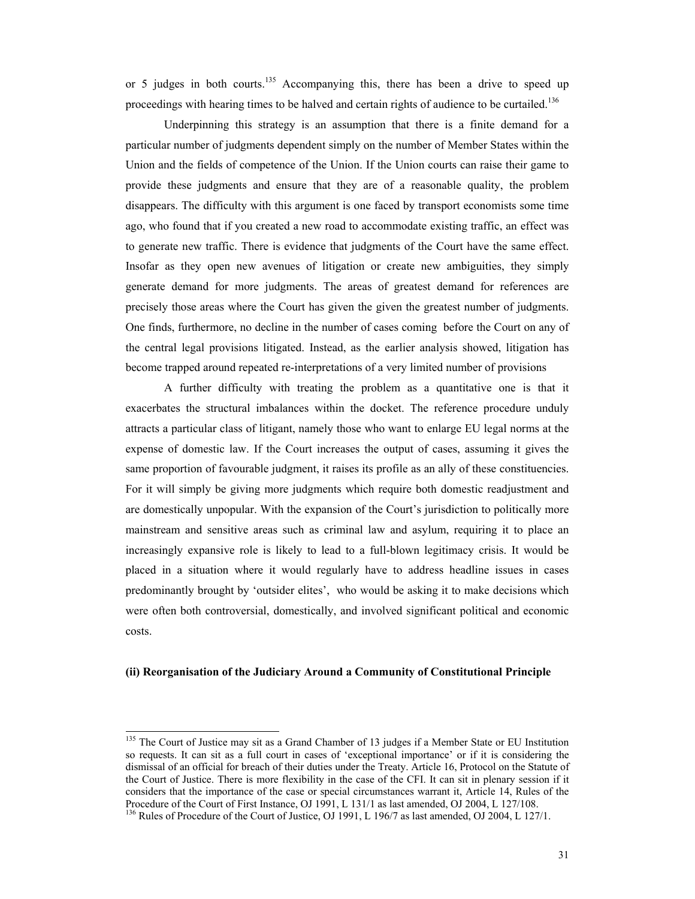or 5 judges in both courts.[135] Accompanying this, there has been a drive to speed up proceedings with hearing times to be halved and certain rights of audience to be curtailed.[136]

Underpinning this strategy is an assumption that there is a finite demand for a particular number of judgments dependent simply on the number of Member States within the Union and the fields of competence of the Union. If the Union courts can raise their game to provide these judgments and ensure that they are of a reasonable quality, the problem disappears. The difficulty with this argument is one faced by transport economists some time ago, who found that if you created a new road to accommodate existing traffic, an effect was to generate new traffic. There is evidence that judgments of the Court have the same effect. Insofar as they open new avenues of litigation or create new ambiguities, they simply generate demand for more judgments. The areas of greatest demand for references are precisely those areas where the Court has given the given the greatest number of judgments. One finds, furthermore, no decline in the number of cases coming before the Court on any of the central legal provisions litigated. Instead, as the earlier analysis showed, litigation has become trapped around repeated re-interpretations of a very limited number of provisions

A further difficulty with treating the problem as a quantitative one is that it exacerbates the structural imbalances within the docket. The reference procedure unduly attracts a particular class of litigant, namely those who want to enlarge EU legal norms at the expense of domestic law. If the Court increases the output of cases, assuming it gives the same proportion of favourable judgment, it raises its profile as an ally of these constituencies. For it will simply be giving more judgments which require both domestic readjustment and are domestically unpopular. With the expansion of the Court's jurisdiction to politically more mainstream and sensitive areas such as criminal law and asylum, requiring it to place an increasingly expansive role is likely to lead to a full-blown legitimacy crisis. It would be placed in a situation where it would regularly have to address headline issues in cases predominantly brought by 'outsider elites', who would be asking it to make decisions which were often both controversial, domestically, and involved significant political and economic costs.

#### (ii) Reorganisation of the Judiciary Around a Community of Constitutional Principle

---

[135] The Court of Justice may sit as a Grand Chamber of 13 judges if a Member State or EU Institution so requests. It can sit as a full court in cases of 'exceptional importance' or if it is considering the dismissal of an official for breach of their duties under the Treaty. Article 16, Protocol on the Statute of the Court of Justice. There is more flexibility in the case of the CFI. It can sit in plenary session if it considers that the importance of the case or special circumstances warrant it, Article 14, Rules of the Procedure of the Court of First Instance, OJ 1991, L 131/1 as last amended, OJ 2004, L 127/108.

[136] Rules of Procedure of the Court of Justice, OJ 1991, L 196/7 as last amended, OJ 2004, L 127/1.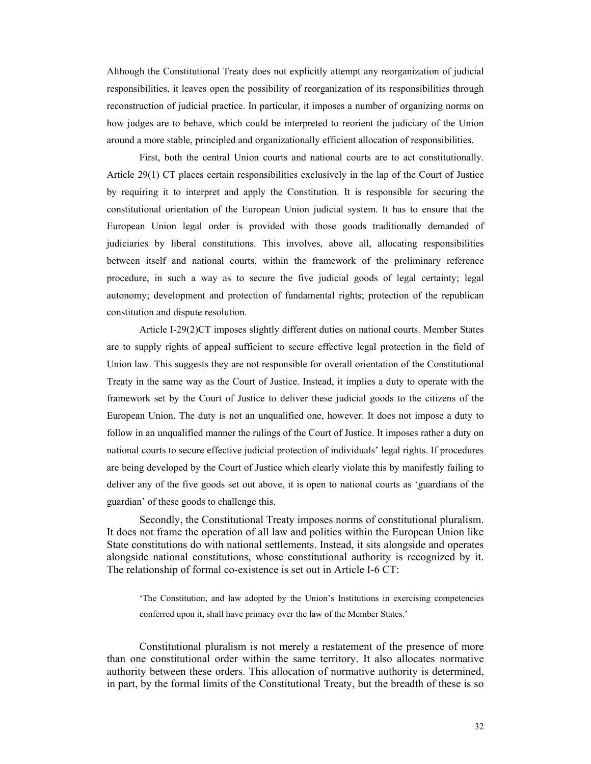Although the Constitutional Treaty does not explicitly attempt any reorganization of judicial responsibilities, it leaves open the possibility of reorganization of its responsibilities through reconstruction of judicial practice. In particular, it imposes a number of organizing norms on how judges are to behave, which could be interpreted to reorient the judiciary of the Union around a more stable, principled and organizationally efficient allocation of responsibilities.

First, both the central Union courts and national courts are to act constitutionally. Article 29(1) CT places certain responsibilities exclusively in the lap of the Court of Justice by requiring it to interpret and apply the Constitution. It is responsible for securing the constitutional orientation of the European Union judicial system. It has to ensure that the European Union legal order is provided with those goods traditionally demanded of judiciaries by liberal constitutions. This involves, above all, allocating responsibilities between itself and national courts, within the framework of the preliminary reference procedure, in such a way as to secure the five judicial goods of legal certainty; legal autonomy; development and protection of fundamental rights; protection of the republican constitution and dispute resolution.

Article I-29(2)CT imposes slightly different duties on national courts. Member States are to supply rights of appeal sufficient to secure effective legal protection in the field of Union law. This suggests they are not responsible for overall orientation of the Constitutional Treaty in the same way as the Court of Justice. Instead, it implies a duty to operate with the framework set by the Court of Justice to deliver these judicial goods to the citizens of the European Union. The duty is not an unqualified one, however. It does not impose a duty to follow in an unqualified manner the rulings of the Court of Justice. It imposes rather a duty on national courts to secure effective judicial protection of individuals' legal rights. If procedures are being developed by the Court of Justice which clearly violate this by manifestly failing to deliver any of the five goods set out above, it is open to national courts as 'guardians of the guardian' of these goods to challenge this.

Secondly, the Constitutional Treaty imposes norms of constitutional pluralism. It does not frame the operation of all law and politics within the European Union like State constitutions do with national settlements. Instead, it sits alongside and operates alongside national constitutions, whose constitutional authority is recognized by it. The relationship of formal co-existence is set out in Article I-6 CT:

> 'The Constitution, and law adopted by the Union's Institutions in exercising competencies conferred upon it, shall have primacy over the law of the Member States.'

Constitutional pluralism is not merely a restatement of the presence of more than one constitutional order within the same territory. It also allocates normative authority between these orders. This allocation of normative authority is determined, in part, by the formal limits of the Constitutional Treaty, but the breadth of these is so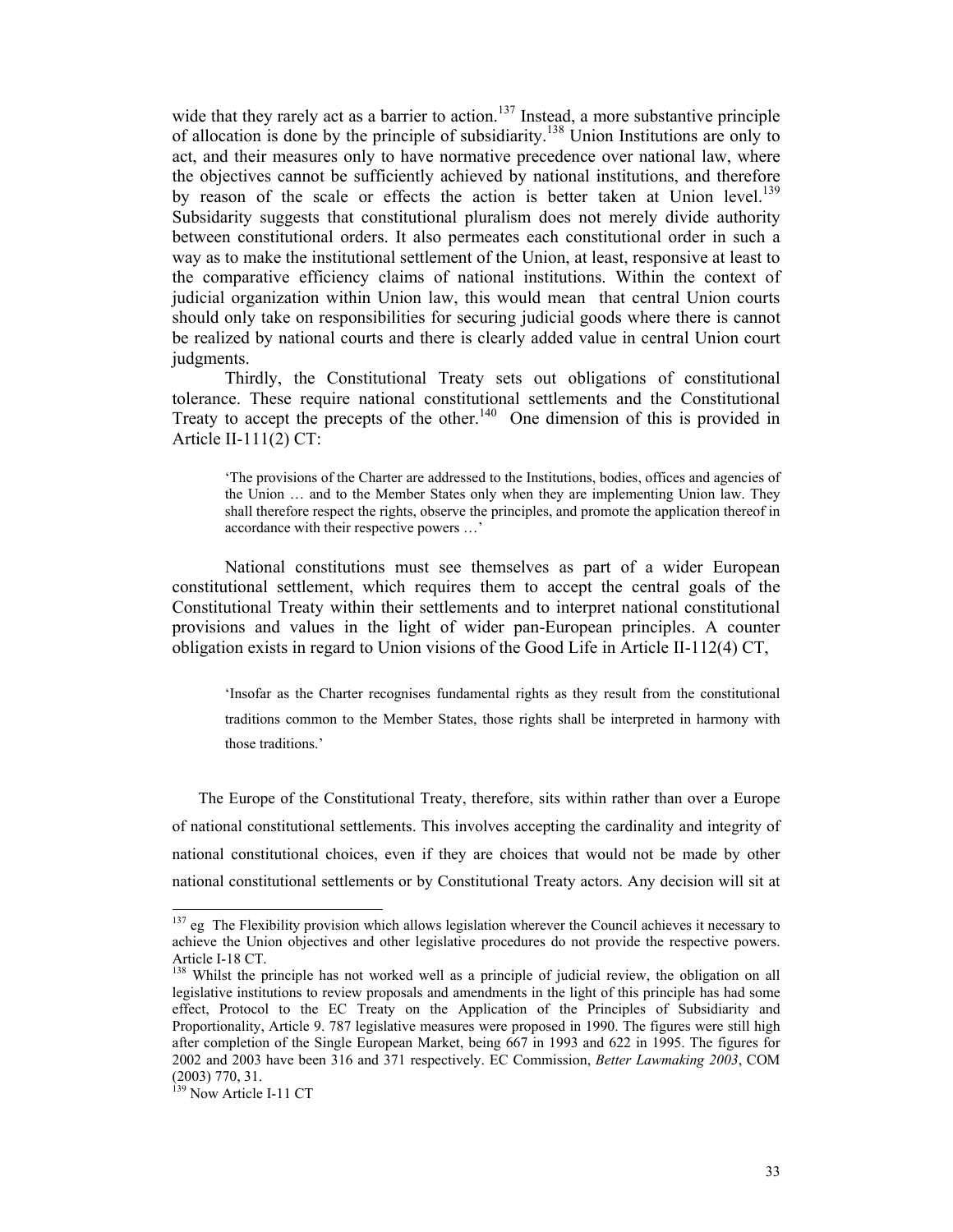wide that they rarely act as a barrier to action.[137] Instead, a more substantive principle of allocation is done by the principle of subsidiarity.[138] Union Institutions are only to act, and their measures only to have normative precedence over national law, where the objectives cannot be sufficiently achieved by national institutions, and therefore by reason of the scale or effects the action is better taken at Union level.[139] Subsidarity suggests that constitutional pluralism does not merely divide authority between constitutional orders. It also permeates each constitutional order in such a way as to make the institutional settlement of the Union, at least, responsive at least to the comparative efficiency claims of national institutions. Within the context of judicial organization within Union law, this would mean that central Union courts should only take on responsibilities for securing judicial goods where there is cannot be realized by national courts and there is clearly added value in central Union court judgments.

Thirdly, the Constitutional Treaty sets out obligations of constitutional tolerance. These require national constitutional settlements and the Constitutional Treaty to accept the precepts of the other.[140] One dimension of this is provided in Article II-111(2) CT:

> 'The provisions of the Charter are addressed to the Institutions, bodies, offices and agencies of the Union … and to the Member States only when they are implementing Union law. They shall therefore respect the rights, observe the principles, and promote the application thereof in accordance with their respective powers …'

National constitutions must see themselves as part of a wider European constitutional settlement, which requires them to accept the central goals of the Constitutional Treaty within their settlements and to interpret national constitutional provisions and values in the light of wider pan-European principles. A counter obligation exists in regard to Union visions of the Good Life in Article II-112(4) CT,

> 'Insofar as the Charter recognises fundamental rights as they result from the constitutional traditions common to the Member States, those rights shall be interpreted in harmony with those traditions.'

The Europe of the Constitutional Treaty, therefore, sits within rather than over a Europe of national constitutional settlements. This involves accepting the cardinality and integrity of national constitutional choices, even if they are choices that would not be made by other national constitutional settlements or by Constitutional Treaty actors. Any decision will sit at

---

[137] eg The Flexibility provision which allows legislation wherever the Council achieves it necessary to achieve the Union objectives and other legislative procedures do not provide the respective powers. Article I-18 CT.

[138] Whilst the principle has not worked well as a principle of judicial review, the obligation on all legislative institutions to review proposals and amendments in the light of this principle has had some effect, Protocol to the EC Treaty on the Application of the Principles of Subsidiarity and Proportionality, Article 9. 787 legislative measures were proposed in 1990. The figures were still high after completion of the Single European Market, being 667 in 1993 and 622 in 1995. The figures for 2002 and 2003 have been 316 and 371 respectively. EC Commission, *Better Lawmaking 2003*, COM (2003) 770, 31.

[139] Now Article I-11 CT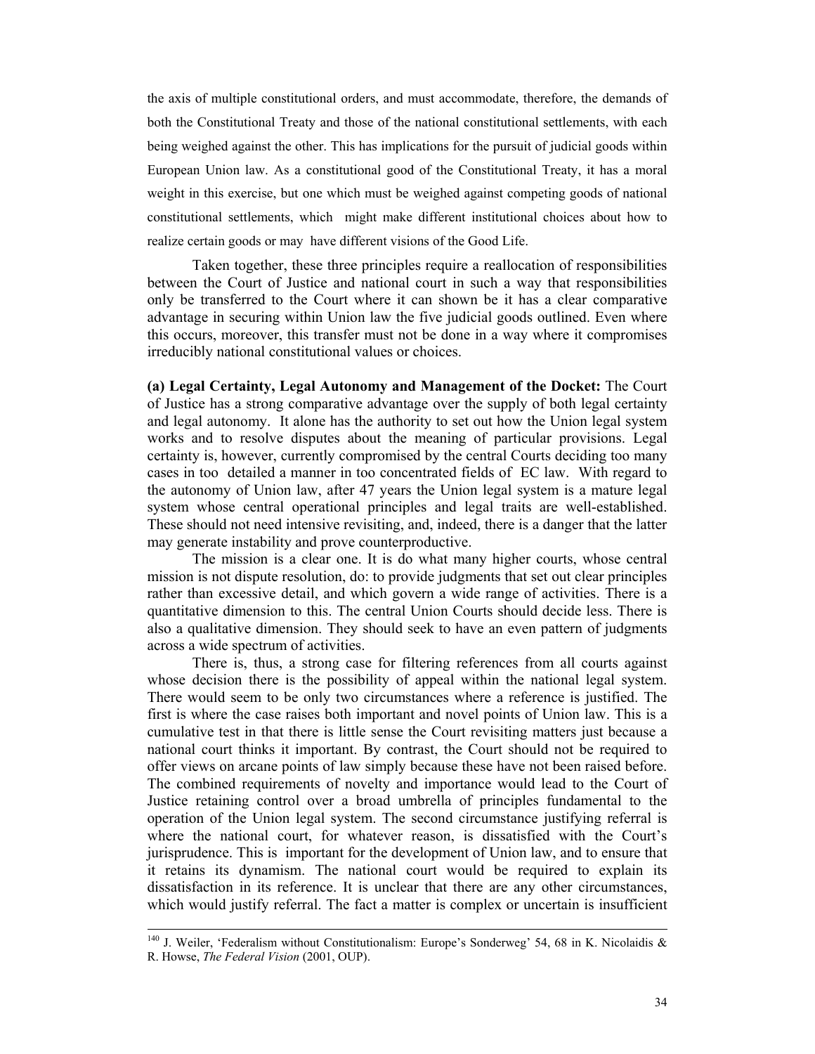the axis of multiple constitutional orders, and must accommodate, therefore, the demands of both the Constitutional Treaty and those of the national constitutional settlements, with each being weighed against the other. This has implications for the pursuit of judicial goods within European Union law. As a constitutional good of the Constitutional Treaty, it has a moral weight in this exercise, but one which must be weighed against competing goods of national constitutional settlements, which might make different institutional choices about how to realize certain goods or may have different visions of the Good Life.

Taken together, these three principles require a reallocation of responsibilities between the Court of Justice and national court in such a way that responsibilities only be transferred to the Court where it can shown be it has a clear comparative advantage in securing within Union law the five judicial goods outlined. Even where this occurs, moreover, this transfer must not be done in a way where it compromises irreducibly national constitutional values or choices.

**(a) Legal Certainty, Legal Autonomy and Management of the Docket:** The Court of Justice has a strong comparative advantage over the supply of both legal certainty and legal autonomy. It alone has the authority to set out how the Union legal system works and to resolve disputes about the meaning of particular provisions. Legal certainty is, however, currently compromised by the central Courts deciding too many cases in too detailed a manner in too concentrated fields of EC law. With regard to the autonomy of Union law, after 47 years the Union legal system is a mature legal system whose central operational principles and legal traits are well-established. These should not need intensive revisiting, and, indeed, there is a danger that the latter may generate instability and prove counterproductive.

The mission is a clear one. It is do what many higher courts, whose central mission is not dispute resolution, do: to provide judgments that set out clear principles rather than excessive detail, and which govern a wide range of activities. There is a quantitative dimension to this. The central Union Courts should decide less. There is also a qualitative dimension. They should seek to have an even pattern of judgments across a wide spectrum of activities.

There is, thus, a strong case for filtering references from all courts against whose decision there is the possibility of appeal within the national legal system. There would seem to be only two circumstances where a reference is justified. The first is where the case raises both important and novel points of Union law. This is a cumulative test in that there is little sense the Court revisiting matters just because a national court thinks it important. By contrast, the Court should not be required to offer views on arcane points of law simply because these have not been raised before. The combined requirements of novelty and importance would lead to the Court of Justice retaining control over a broad umbrella of principles fundamental to the operation of the Union legal system. The second circumstance justifying referral is where the national court, for whatever reason, is dissatisfied with the Court's jurisprudence. This is important for the development of Union law, and to ensure that it retains its dynamism. The national court would be required to explain its dissatisfaction in its reference. It is unclear that there are any other circumstances, which would justify referral. The fact a matter is complex or uncertain is insufficient

---

[140] J. Weiler, 'Federalism without Constitutionalism: Europe's Sonderweg' 54, 68 in K. Nicolaidis & R. Howse, *The Federal Vision* (2001, OUP).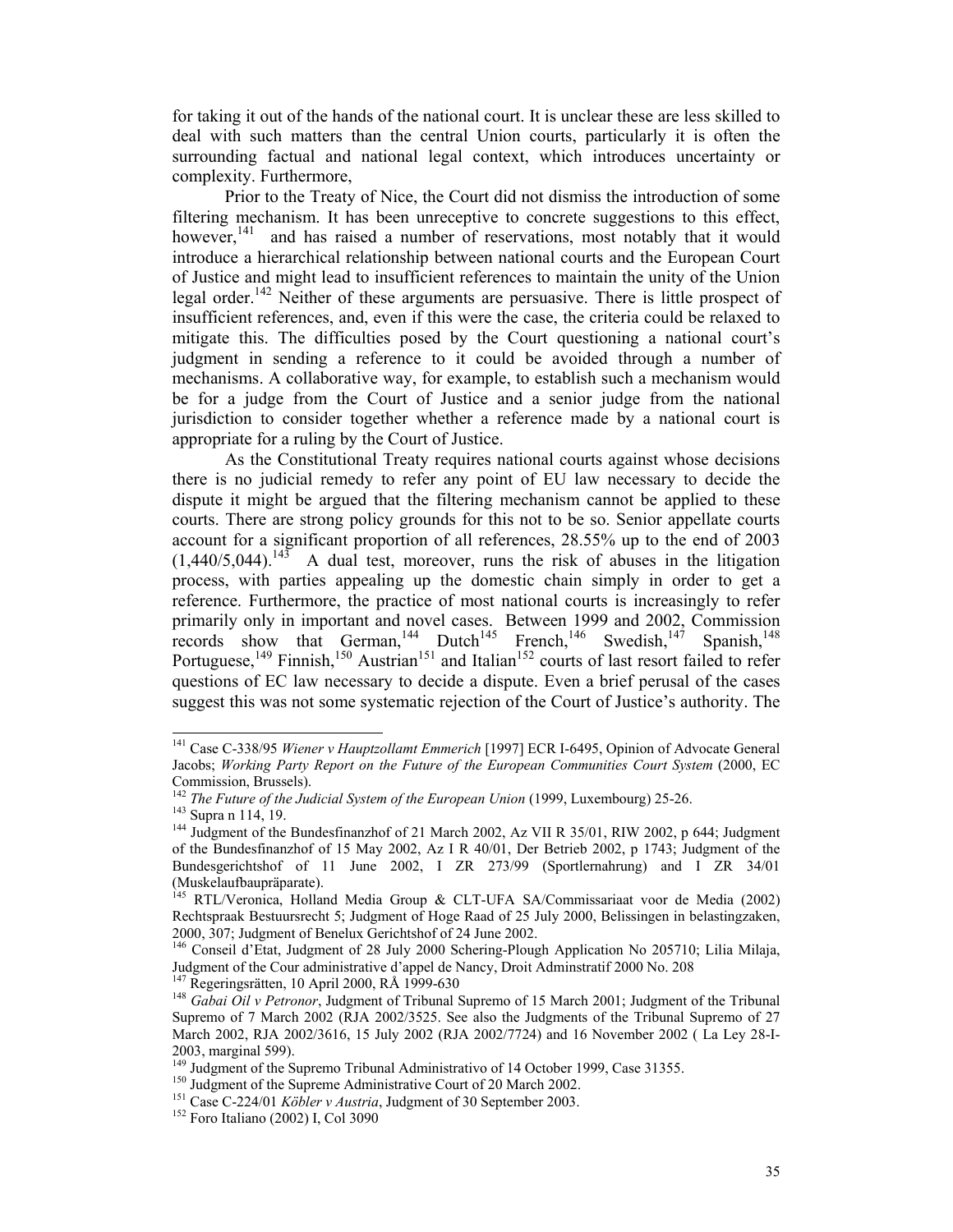for taking it out of the hands of the national court. It is unclear these are less skilled to deal with such matters than the central Union courts, particularly it is often the surrounding factual and national legal context, which introduces uncertainty or complexity. Furthermore,

Prior to the Treaty of Nice, the Court did not dismiss the introduction of some filtering mechanism. It has been unreceptive to concrete suggestions to this effect, however,[141] and has raised a number of reservations, most notably that it would introduce a hierarchical relationship between national courts and the European Court of Justice and might lead to insufficient references to maintain the unity of the Union legal order.[142] Neither of these arguments are persuasive. There is little prospect of insufficient references, and, even if this were the case, the criteria could be relaxed to mitigate this. The difficulties posed by the Court questioning a national court's judgment in sending a reference to it could be avoided through a number of mechanisms. A collaborative way, for example, to establish such a mechanism would be for a judge from the Court of Justice and a senior judge from the national jurisdiction to consider together whether a reference made by a national court is appropriate for a ruling by the Court of Justice.

As the Constitutional Treaty requires national courts against whose decisions there is no judicial remedy to refer any point of EU law necessary to decide the dispute it might be argued that the filtering mechanism cannot be applied to these courts. There are strong policy grounds for this not to be so. Senior appellate courts account for a significant proportion of all references, 28.55% up to the end of 2003 (1,440/5,044).[143] A dual test, moreover, runs the risk of abuses in the litigation process, with parties appealing up the domestic chain simply in order to get a reference. Furthermore, the practice of most national courts is increasingly to refer primarily only in important and novel cases. Between 1999 and 2002, Commission records show that German,[144] Dutch[145] French,[146] Swedish,[147] Spanish,[148] Portuguese,[149] Finnish,[150] Austrian[151] and Italian[152] courts of last resort failed to refer questions of EC law necessary to decide a dispute. Even a brief perusal of the cases suggest this was not some systematic rejection of the Court of Justice's authority. The

---

[141] Case C-338/95 *Wiener v Hauptzollamt Emmerich* [1997] ECR I-6495, Opinion of Advocate General Jacobs; *Working Party Report on the Future of the European Communities Court System* (2000, EC Commission, Brussels).

[142] *The Future of the Judicial System of the European Union* (1999, Luxembourg) 25-26.

[143] Supra n 114, 19.

[144] Judgment of the Bundesfinanzhof of 21 March 2002, Az VII R 35/01, RIW 2002, p 644; Judgment of the Bundesfinanzhof of 15 May 2002, Az I R 40/01, Der Betrieb 2002, p 1743; Judgment of the Bundesgerichtshof of 11 June 2002, I ZR 273/99 (Sportlernahrung) and I ZR 34/01 (Muskelaufbaupräparate).

[145] RTL/Veronica, Holland Media Group & CLT-UFA SA/Commissariaat voor de Media (2002) Rechtspraak Bestuursrecht 5; Judgment of Hoge Raad of 25 July 2000, Belissingen in belastingzaken, 2000, 307; Judgment of Benelux Gerichtshof of 24 June 2002.

[146] Conseil d'Etat, Judgment of 28 July 2000 Schering-Plough Application No 205710; Lilia Milaja, Judgment of the Cour administrative d'appel de Nancy, Droit Adminstratif 2000 No. 208

[147] Regeringsrätten, 10 April 2000, RÅ 1999-630

[148] *Gabai Oil v Petronor*, Judgment of Tribunal Supremo of 15 March 2001; Judgment of the Tribunal Supremo of 7 March 2002 (RJA 2002/3525. See also the Judgments of the Tribunal Supremo of 27 March 2002, RJA 2002/3616, 15 July 2002 (RJA 2002/7724) and 16 November 2002 ( La Ley 28-I-2003, marginal 599).

[149] Judgment of the Supremo Tribunal Administrativo of 14 October 1999, Case 31355.

[150] Judgment of the Supreme Administrative Court of 20 March 2002.

[151] Case C-224/01 *Köbler v Austria*, Judgment of 30 September 2003.

[152] Foro Italiano (2002) I, Col 3090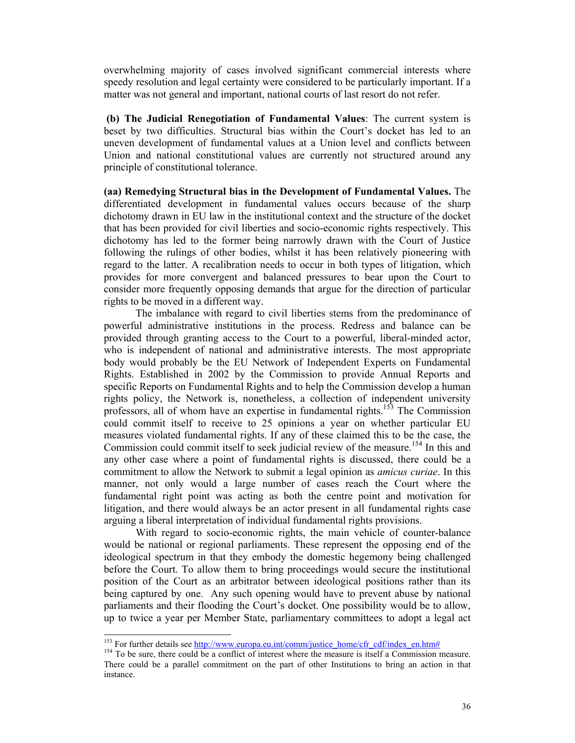overwhelming majority of cases involved significant commercial interests where speedy resolution and legal certainty were considered to be particularly important. If a matter was not general and important, national courts of last resort do not refer.

**(b) The Judicial Renegotiation of Fundamental Values**: The current system is beset by two difficulties. Structural bias within the Court's docket has led to an uneven development of fundamental values at a Union level and conflicts between Union and national constitutional values are currently not structured around any principle of constitutional tolerance.

**(aa) Remedying Structural bias in the Development of Fundamental Values.** The differentiated development in fundamental values occurs because of the sharp dichotomy drawn in EU law in the institutional context and the structure of the docket that has been provided for civil liberties and socio-economic rights respectively. This dichotomy has led to the former being narrowly drawn with the Court of Justice following the rulings of other bodies, whilst it has been relatively pioneering with regard to the latter. A recalibration needs to occur in both types of litigation, which provides for more convergent and balanced pressures to bear upon the Court to consider more frequently opposing demands that argue for the direction of particular rights to be moved in a different way.

The imbalance with regard to civil liberties stems from the predominance of powerful administrative institutions in the process. Redress and balance can be provided through granting access to the Court to a powerful, liberal-minded actor, who is independent of national and administrative interests. The most appropriate body would probably be the EU Network of Independent Experts on Fundamental Rights. Established in 2002 by the Commission to provide Annual Reports and specific Reports on Fundamental Rights and to help the Commission develop a human rights policy, the Network is, nonetheless, a collection of independent university professors, all of whom have an expertise in fundamental rights.[153] The Commission could commit itself to receive to 25 opinions a year on whether particular EU measures violated fundamental rights. If any of these claimed this to be the case, the Commission could commit itself to seek judicial review of the measure.[154] In this and any other case where a point of fundamental rights is discussed, there could be a commitment to allow the Network to submit a legal opinion as *amicus curiae*. In this manner, not only would a large number of cases reach the Court where the fundamental right point was acting as both the centre point and motivation for litigation, and there would always be an actor present in all fundamental rights case arguing a liberal interpretation of individual fundamental rights provisions.

With regard to socio-economic rights, the main vehicle of counter-balance would be national or regional parliaments. These represent the opposing end of the ideological spectrum in that they embody the domestic hegemony being challenged before the Court. To allow them to bring proceedings would secure the institutional position of the Court as an arbitrator between ideological positions rather than its being captured by one. Any such opening would have to prevent abuse by national parliaments and their flooding the Court's docket. One possibility would be to allow, up to twice a year per Member State, parliamentary committees to adopt a legal act

---

[153] For further details see http://www.europa.eu.int/comm/justice_home/cfr_cdf/index_en.htm#

[154] To be sure, there could be a conflict of interest where the measure is itself a Commission measure. There could be a parallel commitment on the part of other Institutions to bring an action in that instance.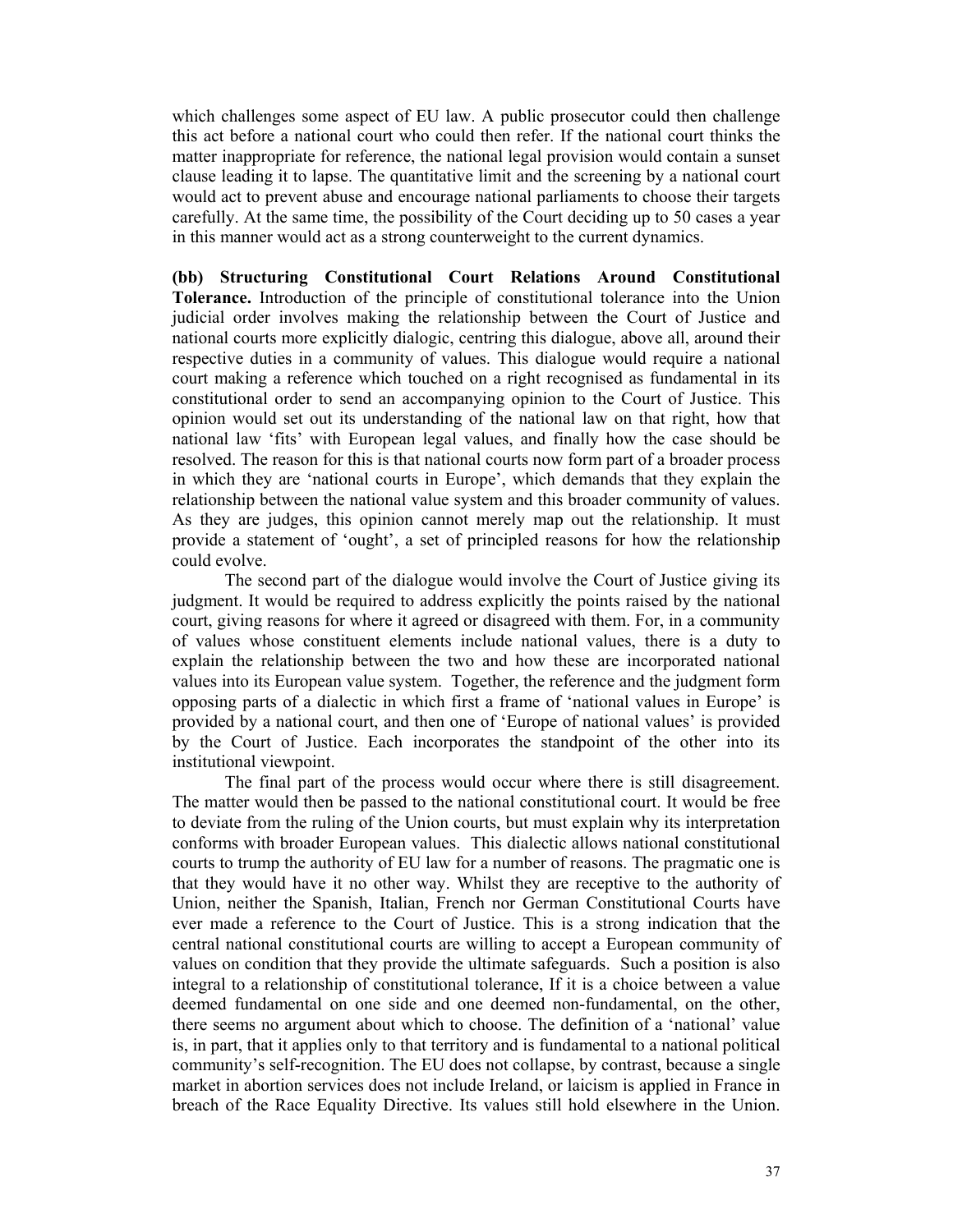which challenges some aspect of EU law. A public prosecutor could then challenge this act before a national court who could then refer. If the national court thinks the matter inappropriate for reference, the national legal provision would contain a sunset clause leading it to lapse. The quantitative limit and the screening by a national court would act to prevent abuse and encourage national parliaments to choose their targets carefully. At the same time, the possibility of the Court deciding up to 50 cases a year in this manner would act as a strong counterweight to the current dynamics.

**(bb) Structuring Constitutional Court Relations Around Constitutional Tolerance.** Introduction of the principle of constitutional tolerance into the Union judicial order involves making the relationship between the Court of Justice and national courts more explicitly dialogic, centring this dialogue, above all, around their respective duties in a community of values. This dialogue would require a national court making a reference which touched on a right recognised as fundamental in its constitutional order to send an accompanying opinion to the Court of Justice. This opinion would set out its understanding of the national law on that right, how that national law 'fits' with European legal values, and finally how the case should be resolved. The reason for this is that national courts now form part of a broader process in which they are 'national courts in Europe', which demands that they explain the relationship between the national value system and this broader community of values. As they are judges, this opinion cannot merely map out the relationship. It must provide a statement of 'ought', a set of principled reasons for how the relationship could evolve.

The second part of the dialogue would involve the Court of Justice giving its judgment. It would be required to address explicitly the points raised by the national court, giving reasons for where it agreed or disagreed with them. For, in a community of values whose constituent elements include national values, there is a duty to explain the relationship between the two and how these are incorporated national values into its European value system. Together, the reference and the judgment form opposing parts of a dialectic in which first a frame of 'national values in Europe' is provided by a national court, and then one of 'Europe of national values' is provided by the Court of Justice. Each incorporates the standpoint of the other into its institutional viewpoint.

The final part of the process would occur where there is still disagreement. The matter would then be passed to the national constitutional court. It would be free to deviate from the ruling of the Union courts, but must explain why its interpretation conforms with broader European values. This dialectic allows national constitutional courts to trump the authority of EU law for a number of reasons. The pragmatic one is that they would have it no other way. Whilst they are receptive to the authority of Union, neither the Spanish, Italian, French nor German Constitutional Courts have ever made a reference to the Court of Justice. This is a strong indication that the central national constitutional courts are willing to accept a European community of values on condition that they provide the ultimate safeguards. Such a position is also integral to a relationship of constitutional tolerance, If it is a choice between a value deemed fundamental on one side and one deemed non-fundamental, on the other, there seems no argument about which to choose. The definition of a 'national' value is, in part, that it applies only to that territory and is fundamental to a national political community's self-recognition. The EU does not collapse, by contrast, because a single market in abortion services does not include Ireland, or laicism is applied in France in breach of the Race Equality Directive. Its values still hold elsewhere in the Union.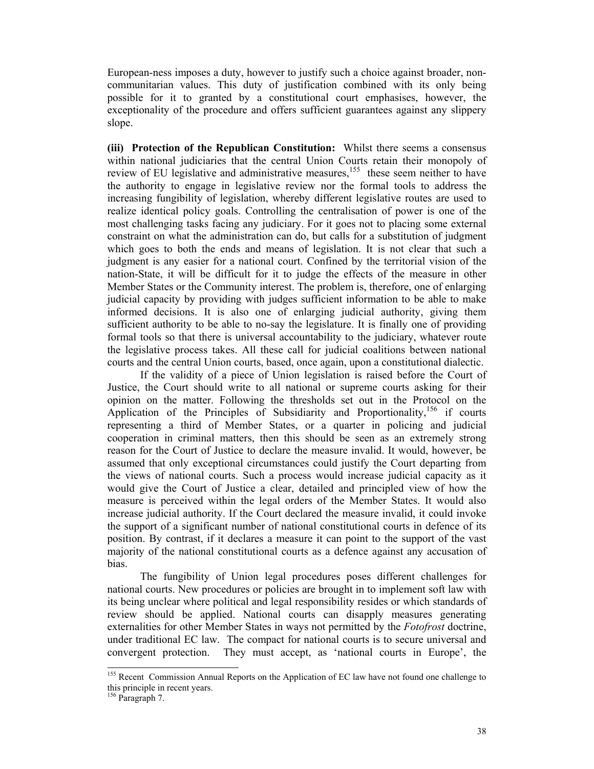European-ness imposes a duty, however to justify such a choice against broader, non-communitarian values. This duty of justification combined with its only being possible for it to granted by a constitutional court emphasises, however, the exceptionality of the procedure and offers sufficient guarantees against any slippery slope.

**(iii) Protection of the Republican Constitution:** Whilst there seems a consensus within national judiciaries that the central Union Courts retain their monopoly of review of EU legislative and administrative measures,[155] these seem neither to have the authority to engage in legislative review nor the formal tools to address the increasing fungibility of legislation, whereby different legislative routes are used to realize identical policy goals. Controlling the centralisation of power is one of the most challenging tasks facing any judiciary. For it goes not to placing some external constraint on what the administration can do, but calls for a substitution of judgment which goes to both the ends and means of legislation. It is not clear that such a judgment is any easier for a national court. Confined by the territorial vision of the nation-State, it will be difficult for it to judge the effects of the measure in other Member States or the Community interest. The problem is, therefore, one of enlarging judicial capacity by providing with judges sufficient information to be able to make informed decisions. It is also one of enlarging judicial authority, giving them sufficient authority to be able to no-say the legislature. It is finally one of providing formal tools so that there is universal accountability to the judiciary, whatever route the legislative process takes. All these call for judicial coalitions between national courts and the central Union courts, based, once again, upon a constitutional dialectic.

If the validity of a piece of Union legislation is raised before the Court of Justice, the Court should write to all national or supreme courts asking for their opinion on the matter. Following the thresholds set out in the Protocol on the Application of the Principles of Subsidiarity and Proportionality,[156] if courts representing a third of Member States, or a quarter in policing and judicial cooperation in criminal matters, then this should be seen as an extremely strong reason for the Court of Justice to declare the measure invalid. It would, however, be assumed that only exceptional circumstances could justify the Court departing from the views of national courts. Such a process would increase judicial capacity as it would give the Court of Justice a clear, detailed and principled view of how the measure is perceived within the legal orders of the Member States. It would also increase judicial authority. If the Court declared the measure invalid, it could invoke the support of a significant number of national constitutional courts in defence of its position. By contrast, if it declares a measure it can point to the support of the vast majority of the national constitutional courts as a defence against any accusation of bias.

The fungibility of Union legal procedures poses different challenges for national courts. New procedures or policies are brought in to implement soft law with its being unclear where political and legal responsibility resides or which standards of review should be applied. National courts can disapply measures generating externalities for other Member States in ways not permitted by the *Fotofrost* doctrine, under traditional EC law. The compact for national courts is to secure universal and convergent protection. They must accept, as 'national courts in Europe', the

---

[155] Recent Commission Annual Reports on the Application of EC law have not found one challenge to this principle in recent years.

[156] Paragraph 7.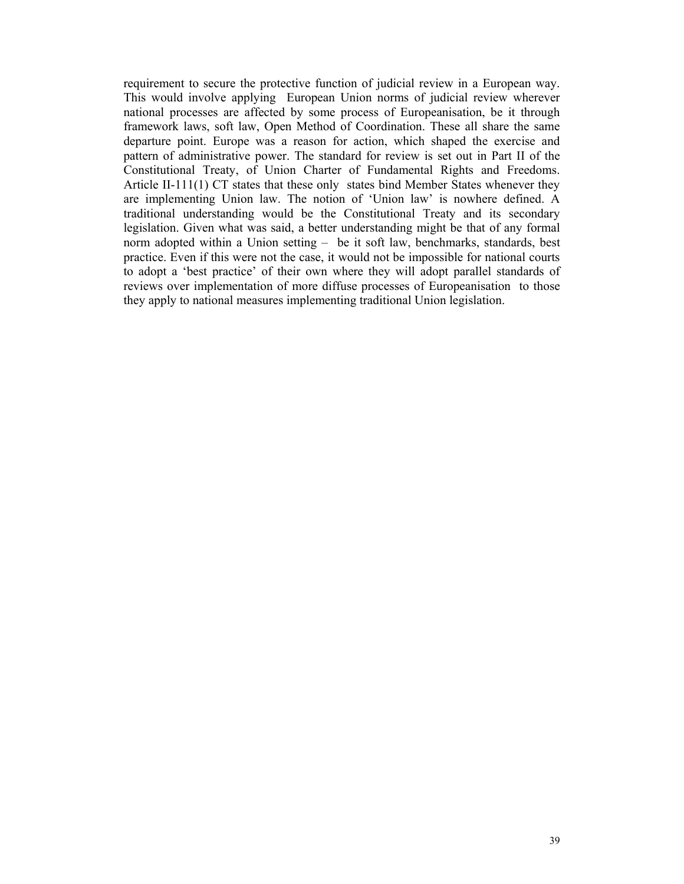requirement to secure the protective function of judicial review in a European way. This would involve applying European Union norms of judicial review wherever national processes are affected by some process of Europeanisation, be it through framework laws, soft law, Open Method of Coordination. These all share the same departure point. Europe was a reason for action, which shaped the exercise and pattern of administrative power. The standard for review is set out in Part II of the Constitutional Treaty, of Union Charter of Fundamental Rights and Freedoms. Article II-111(1) CT states that these only states bind Member States whenever they are implementing Union law. The notion of 'Union law' is nowhere defined. A traditional understanding would be the Constitutional Treaty and its secondary legislation. Given what was said, a better understanding might be that of any formal norm adopted within a Union setting – be it soft law, benchmarks, standards, best practice. Even if this were not the case, it would not be impossible for national courts to adopt a 'best practice' of their own where they will adopt parallel standards of reviews over implementation of more diffuse processes of Europeanisation to those they apply to national measures implementing traditional Union legislation.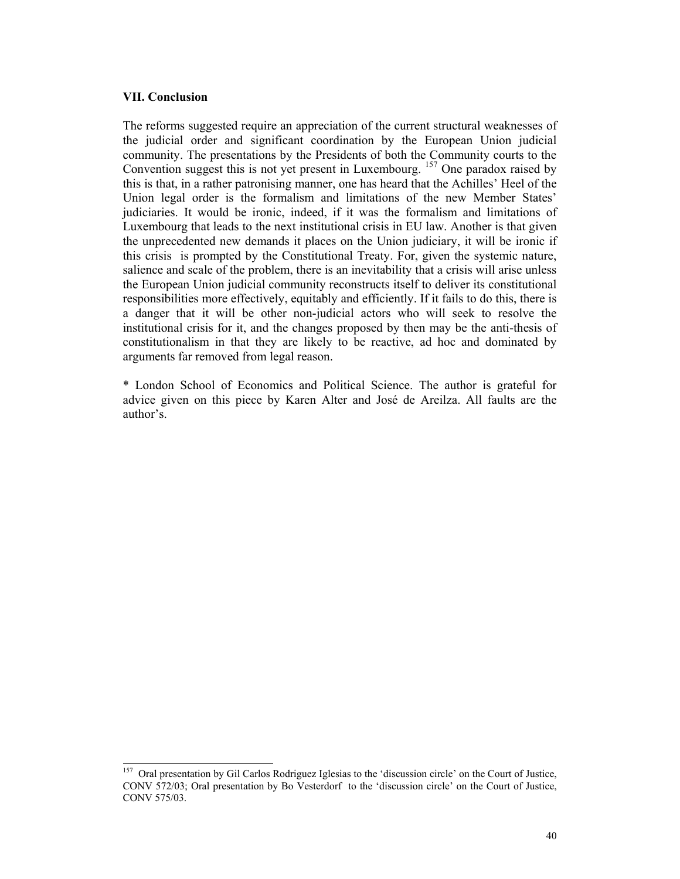## VII. Conclusion

The reforms suggested require an appreciation of the current structural weaknesses of the judicial order and significant coordination by the European Union judicial community. The presentations by the Presidents of both the Community courts to the Convention suggest this is not yet present in Luxembourg. [157] One paradox raised by this is that, in a rather patronising manner, one has heard that the Achilles' Heel of the Union legal order is the formalism and limitations of the new Member States' judiciaries. It would be ironic, indeed, if it was the formalism and limitations of Luxembourg that leads to the next institutional crisis in EU law. Another is that given the unprecedented new demands it places on the Union judiciary, it will be ironic if this crisis is prompted by the Constitutional Treaty. For, given the systemic nature, salience and scale of the problem, there is an inevitability that a crisis will arise unless the European Union judicial community reconstructs itself to deliver its constitutional responsibilities more effectively, equitably and efficiently. If it fails to do this, there is a danger that it will be other non-judicial actors who will seek to resolve the institutional crisis for it, and the changes proposed by then may be the anti-thesis of constitutionalism in that they are likely to be reactive, ad hoc and dominated by arguments far removed from legal reason.

* London School of Economics and Political Science. The author is grateful for advice given on this piece by Karen Alter and José de Areilza. All faults are the author's.

---

[157] Oral presentation by Gil Carlos Rodriguez Iglesias to the 'discussion circle' on the Court of Justice, CONV 572/03; Oral presentation by Bo Vesterdorf to the 'discussion circle' on the Court of Justice, CONV 575/03.